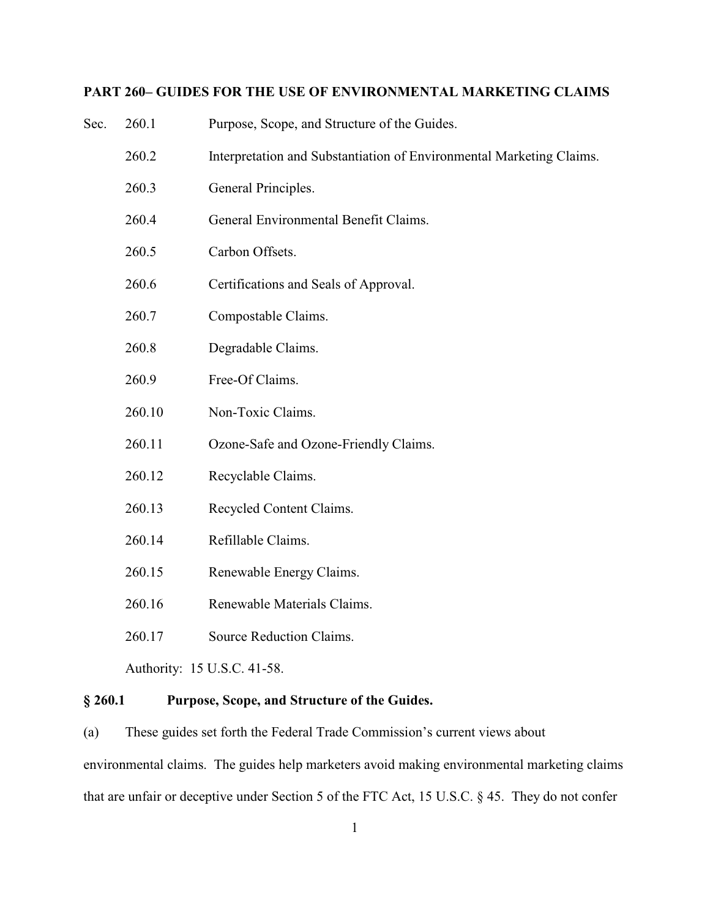## PART 260– GUIDES FOR THE USE OF ENVIRONMENTAL MARKETING CLAIMS

| Sec. | | |
|---|---|---|
| | 260.1 | Purpose, Scope, and Structure of the Guides. |
| | 260.2 | Interpretation and Substantiation of Environmental Marketing Claims. |
| | 260.3 | General Principles. |
| | 260.4 | General Environmental Benefit Claims. |
| | 260.5 | Carbon Offsets. |
| | 260.6 | Certifications and Seals of Approval. |
| | 260.7 | Compostable Claims. |
| | 260.8 | Degradable Claims. |
| | 260.9 | Free-Of Claims. |
| | 260.10 | Non-Toxic Claims. |
| | 260.11 | Ozone-Safe and Ozone-Friendly Claims. |
| | 260.12 | Recyclable Claims. |
| | 260.13 | Recycled Content Claims. |
| | 260.14 | Refillable Claims. |
| | 260.15 | Renewable Energy Claims. |
| | 260.16 | Renewable Materials Claims. |
| | 260.17 | Source Reduction Claims. |

Authority: 15 U.S.C. 41-58.

### § 260.1 Purpose, Scope, and Structure of the Guides.

(a) These guides set forth the Federal Trade Commission's current views about environmental claims. The guides help marketers avoid making environmental marketing claims that are unfair or deceptive under Section 5 of the FTC Act, 15 U.S.C. § 45. They do not confer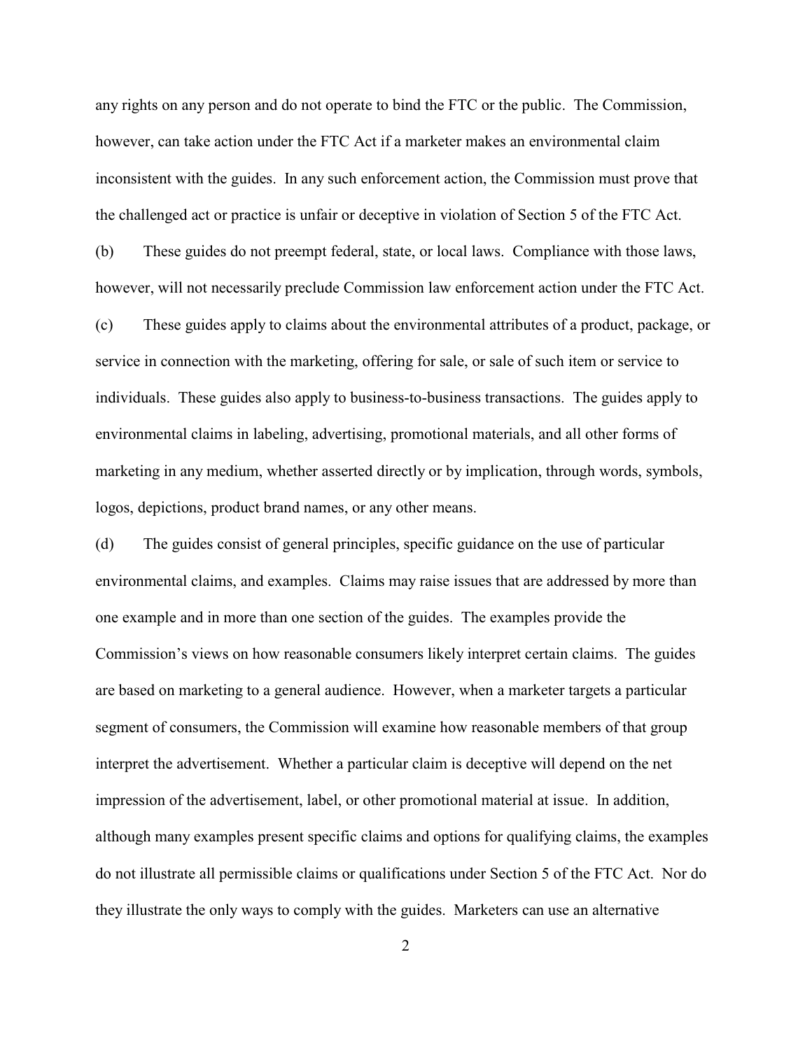any rights on any person and do not operate to bind the FTC or the public. The Commission, however, can take action under the FTC Act if a marketer makes an environmental claim inconsistent with the guides. In any such enforcement action, the Commission must prove that the challenged act or practice is unfair or deceptive in violation of Section 5 of the FTC Act.

(b) These guides do not preempt federal, state, or local laws. Compliance with those laws, however, will not necessarily preclude Commission law enforcement action under the FTC Act.

(c) These guides apply to claims about the environmental attributes of a product, package, or service in connection with the marketing, offering for sale, or sale of such item or service to individuals. These guides also apply to business-to-business transactions. The guides apply to environmental claims in labeling, advertising, promotional materials, and all other forms of marketing in any medium, whether asserted directly or by implication, through words, symbols, logos, depictions, product brand names, or any other means.

(d) The guides consist of general principles, specific guidance on the use of particular environmental claims, and examples. Claims may raise issues that are addressed by more than one example and in more than one section of the guides. The examples provide the Commission's views on how reasonable consumers likely interpret certain claims. The guides are based on marketing to a general audience. However, when a marketer targets a particular segment of consumers, the Commission will examine how reasonable members of that group interpret the advertisement. Whether a particular claim is deceptive will depend on the net impression of the advertisement, label, or other promotional material at issue. In addition, although many examples present specific claims and options for qualifying claims, the examples do not illustrate all permissible claims or qualifications under Section 5 of the FTC Act. Nor do they illustrate the only ways to comply with the guides. Marketers can use an alternative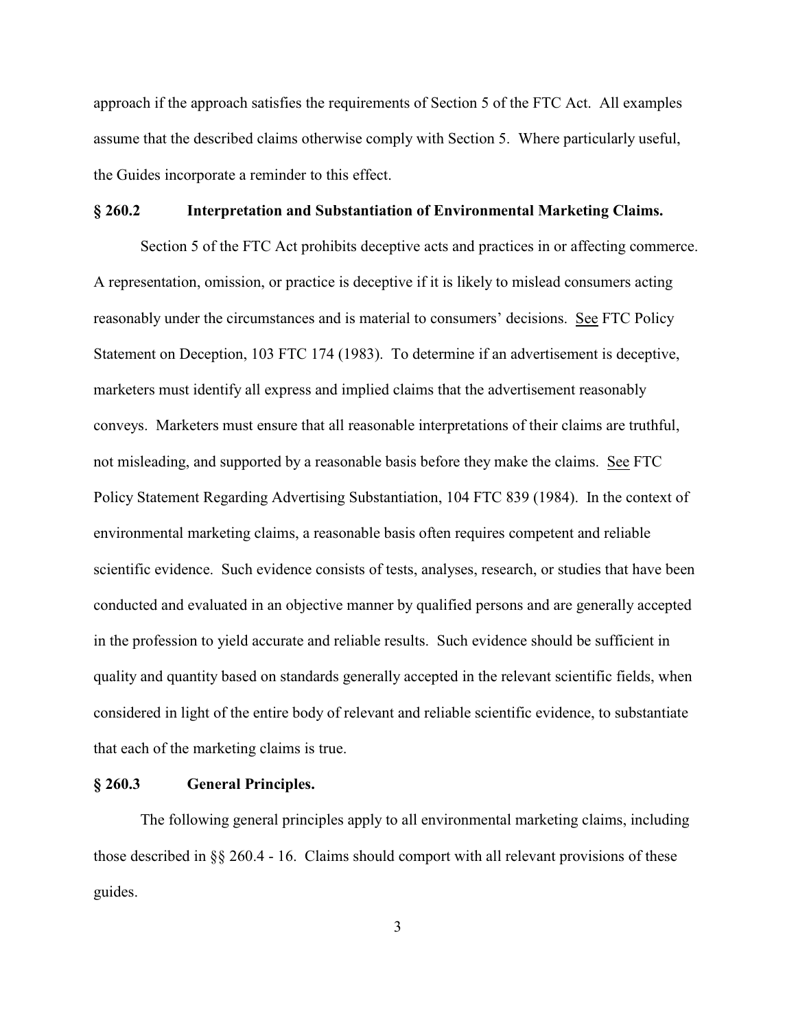approach if the approach satisfies the requirements of Section 5 of the FTC Act. All examples assume that the described claims otherwise comply with Section 5. Where particularly useful, the Guides incorporate a reminder to this effect.

## § 260.2 Interpretation and Substantiation of Environmental Marketing Claims.

Section 5 of the FTC Act prohibits deceptive acts and practices in or affecting commerce. A representation, omission, or practice is deceptive if it is likely to mislead consumers acting reasonably under the circumstances and is material to consumers' decisions. See FTC Policy Statement on Deception, 103 FTC 174 (1983). To determine if an advertisement is deceptive, marketers must identify all express and implied claims that the advertisement reasonably conveys. Marketers must ensure that all reasonable interpretations of their claims are truthful, not misleading, and supported by a reasonable basis before they make the claims. See FTC Policy Statement Regarding Advertising Substantiation, 104 FTC 839 (1984). In the context of environmental marketing claims, a reasonable basis often requires competent and reliable scientific evidence. Such evidence consists of tests, analyses, research, or studies that have been conducted and evaluated in an objective manner by qualified persons and are generally accepted in the profession to yield accurate and reliable results. Such evidence should be sufficient in quality and quantity based on standards generally accepted in the relevant scientific fields, when considered in light of the entire body of relevant and reliable scientific evidence, to substantiate that each of the marketing claims is true.

## § 260.3 General Principles.

The following general principles apply to all environmental marketing claims, including those described in §§ 260.4 - 16. Claims should comport with all relevant provisions of these guides.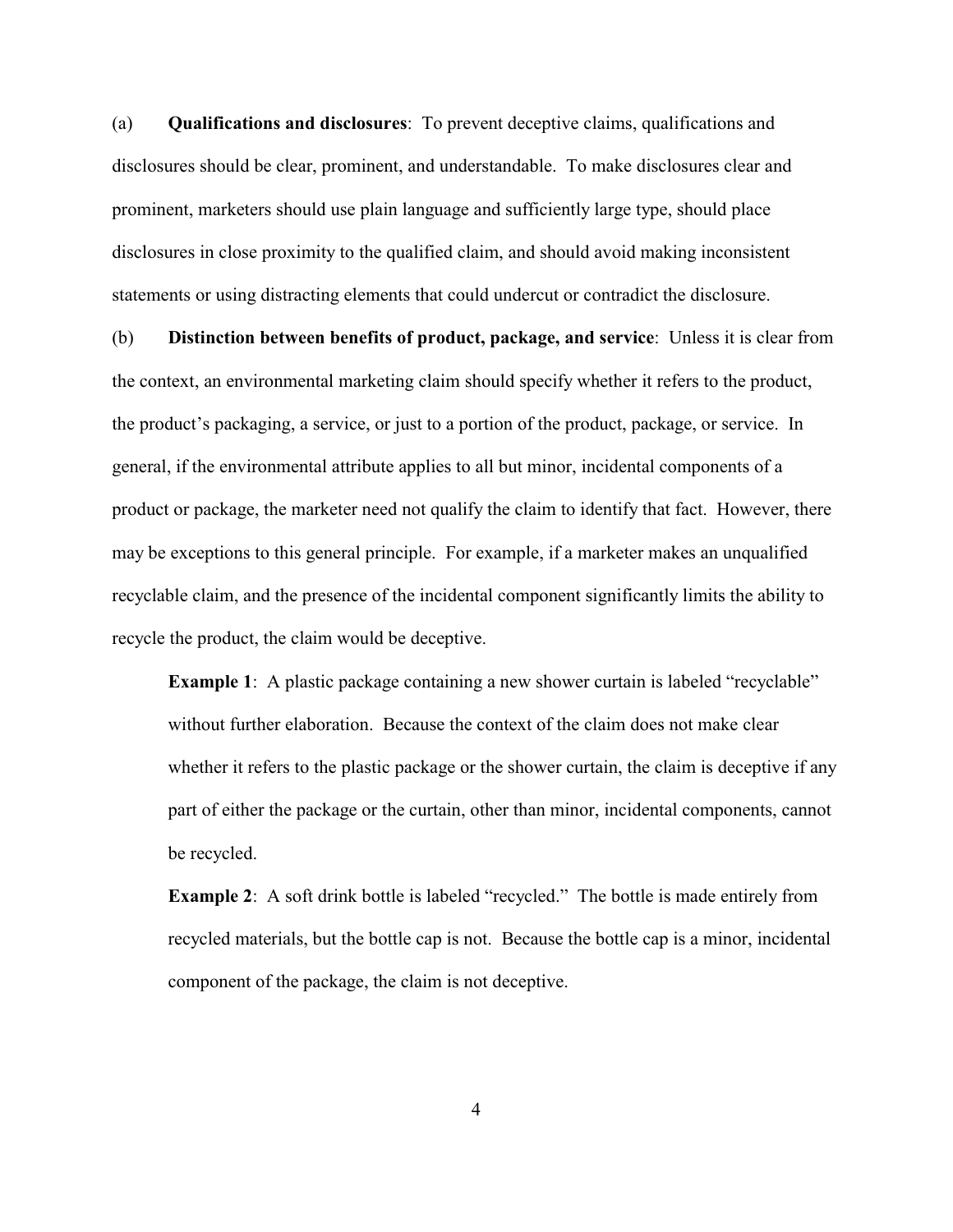(a) **Qualifications and disclosures**: To prevent deceptive claims, qualifications and disclosures should be clear, prominent, and understandable. To make disclosures clear and prominent, marketers should use plain language and sufficiently large type, should place disclosures in close proximity to the qualified claim, and should avoid making inconsistent statements or using distracting elements that could undercut or contradict the disclosure.

(b) **Distinction between benefits of product, package, and service**: Unless it is clear from the context, an environmental marketing claim should specify whether it refers to the product, the product's packaging, a service, or just to a portion of the product, package, or service. In general, if the environmental attribute applies to all but minor, incidental components of a product or package, the marketer need not qualify the claim to identify that fact. However, there may be exceptions to this general principle. For example, if a marketer makes an unqualified recyclable claim, and the presence of the incidental component significantly limits the ability to recycle the product, the claim would be deceptive.

> **Example 1**: A plastic package containing a new shower curtain is labeled "recyclable" without further elaboration. Because the context of the claim does not make clear whether it refers to the plastic package or the shower curtain, the claim is deceptive if any part of either the package or the curtain, other than minor, incidental components, cannot be recycled.
>
> **Example 2**: A soft drink bottle is labeled "recycled." The bottle is made entirely from recycled materials, but the bottle cap is not. Because the bottle cap is a minor, incidental component of the package, the claim is not deceptive.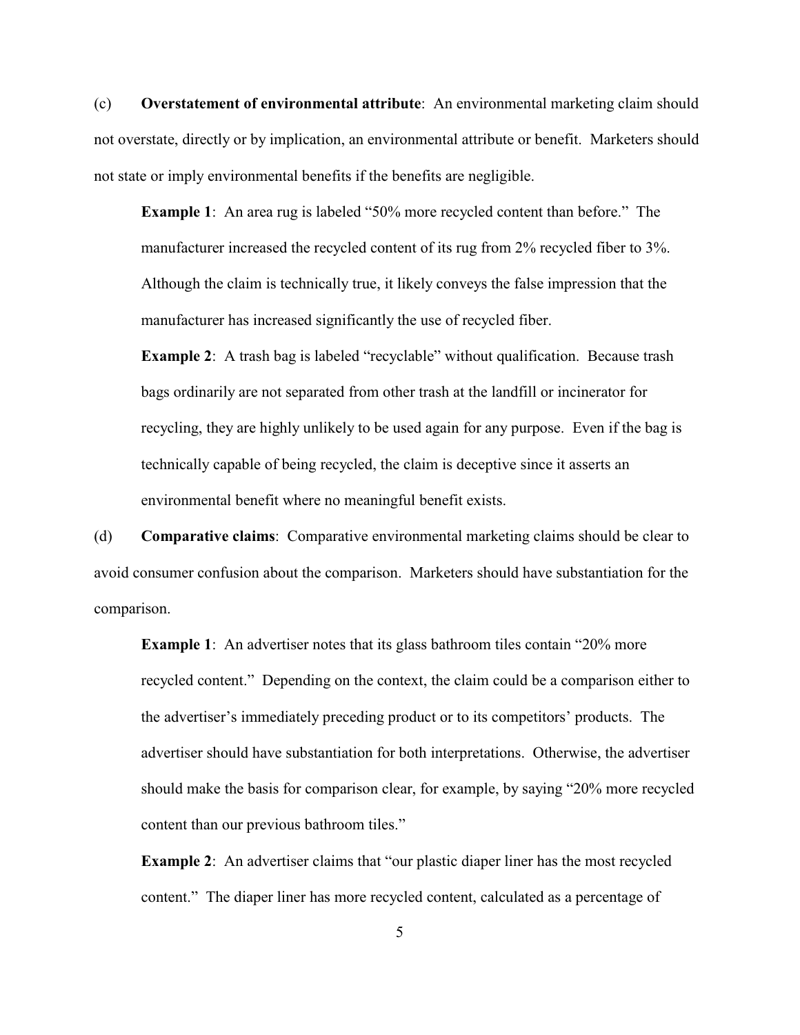(c) **Overstatement of environmental attribute**: An environmental marketing claim should not overstate, directly or by implication, an environmental attribute or benefit. Marketers should not state or imply environmental benefits if the benefits are negligible.

**Example 1**: An area rug is labeled "50% more recycled content than before." The manufacturer increased the recycled content of its rug from 2% recycled fiber to 3%. Although the claim is technically true, it likely conveys the false impression that the manufacturer has increased significantly the use of recycled fiber.

**Example 2**: A trash bag is labeled "recyclable" without qualification. Because trash bags ordinarily are not separated from other trash at the landfill or incinerator for recycling, they are highly unlikely to be used again for any purpose. Even if the bag is technically capable of being recycled, the claim is deceptive since it asserts an environmental benefit where no meaningful benefit exists.

(d) **Comparative claims**: Comparative environmental marketing claims should be clear to avoid consumer confusion about the comparison. Marketers should have substantiation for the comparison.

**Example 1**: An advertiser notes that its glass bathroom tiles contain "20% more recycled content." Depending on the context, the claim could be a comparison either to the advertiser's immediately preceding product or to its competitors' products. The advertiser should have substantiation for both interpretations. Otherwise, the advertiser should make the basis for comparison clear, for example, by saying "20% more recycled content than our previous bathroom tiles."

**Example 2**: An advertiser claims that "our plastic diaper liner has the most recycled content." The diaper liner has more recycled content, calculated as a percentage of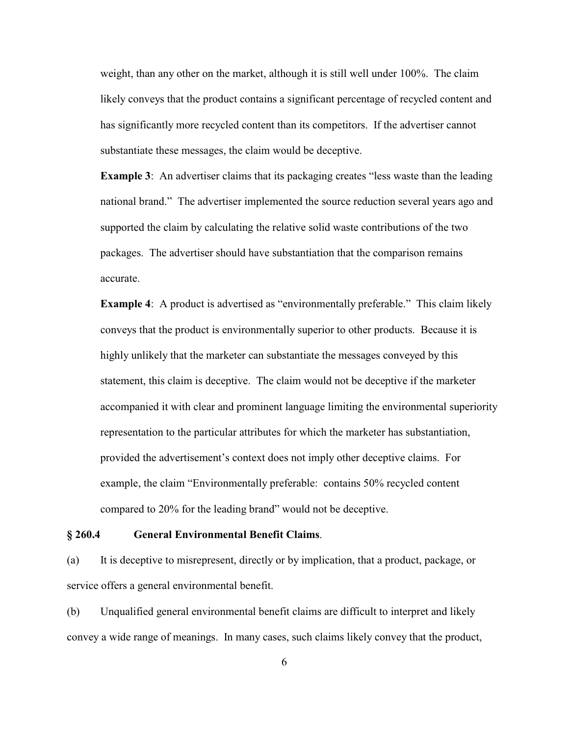weight, than any other on the market, although it is still well under 100%. The claim likely conveys that the product contains a significant percentage of recycled content and has significantly more recycled content than its competitors. If the advertiser cannot substantiate these messages, the claim would be deceptive.

**Example 3**: An advertiser claims that its packaging creates "less waste than the leading national brand." The advertiser implemented the source reduction several years ago and supported the claim by calculating the relative solid waste contributions of the two packages. The advertiser should have substantiation that the comparison remains accurate.

**Example 4**: A product is advertised as "environmentally preferable." This claim likely conveys that the product is environmentally superior to other products. Because it is highly unlikely that the marketer can substantiate the messages conveyed by this statement, this claim is deceptive. The claim would not be deceptive if the marketer accompanied it with clear and prominent language limiting the environmental superiority representation to the particular attributes for which the marketer has substantiation, provided the advertisement's context does not imply other deceptive claims. For example, the claim "Environmentally preferable: contains 50% recycled content compared to 20% for the leading brand" would not be deceptive.

## § 260.4 General Environmental Benefit Claims.

(a) It is deceptive to misrepresent, directly or by implication, that a product, package, or service offers a general environmental benefit.

(b) Unqualified general environmental benefit claims are difficult to interpret and likely convey a wide range of meanings. In many cases, such claims likely convey that the product,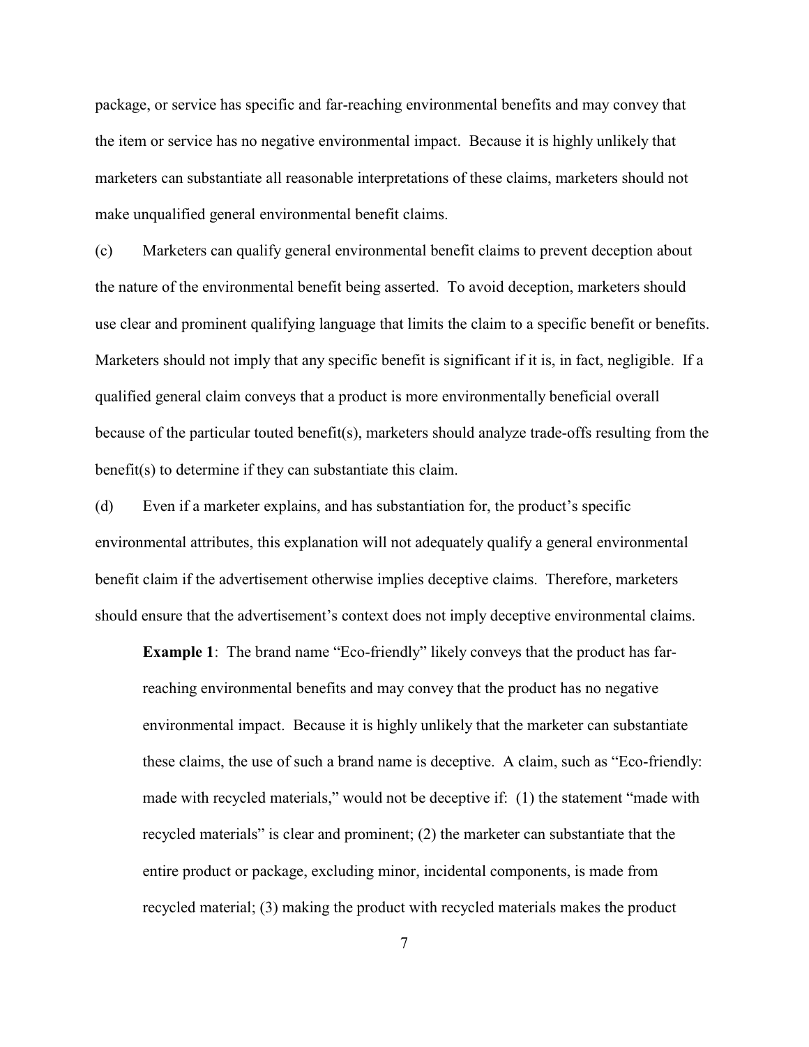package, or service has specific and far-reaching environmental benefits and may convey that the item or service has no negative environmental impact. Because it is highly unlikely that marketers can substantiate all reasonable interpretations of these claims, marketers should not make unqualified general environmental benefit claims.

(c) Marketers can qualify general environmental benefit claims to prevent deception about the nature of the environmental benefit being asserted. To avoid deception, marketers should use clear and prominent qualifying language that limits the claim to a specific benefit or benefits. Marketers should not imply that any specific benefit is significant if it is, in fact, negligible. If a qualified general claim conveys that a product is more environmentally beneficial overall because of the particular touted benefit(s), marketers should analyze trade-offs resulting from the benefit(s) to determine if they can substantiate this claim.

(d) Even if a marketer explains, and has substantiation for, the product's specific environmental attributes, this explanation will not adequately qualify a general environmental benefit claim if the advertisement otherwise implies deceptive claims. Therefore, marketers should ensure that the advertisement's context does not imply deceptive environmental claims.

**Example 1**: The brand name "Eco-friendly" likely conveys that the product has far-reaching environmental benefits and may convey that the product has no negative environmental impact. Because it is highly unlikely that the marketer can substantiate these claims, the use of such a brand name is deceptive. A claim, such as "Eco-friendly: made with recycled materials," would not be deceptive if: (1) the statement "made with recycled materials" is clear and prominent; (2) the marketer can substantiate that the entire product or package, excluding minor, incidental components, is made from recycled material; (3) making the product with recycled materials makes the product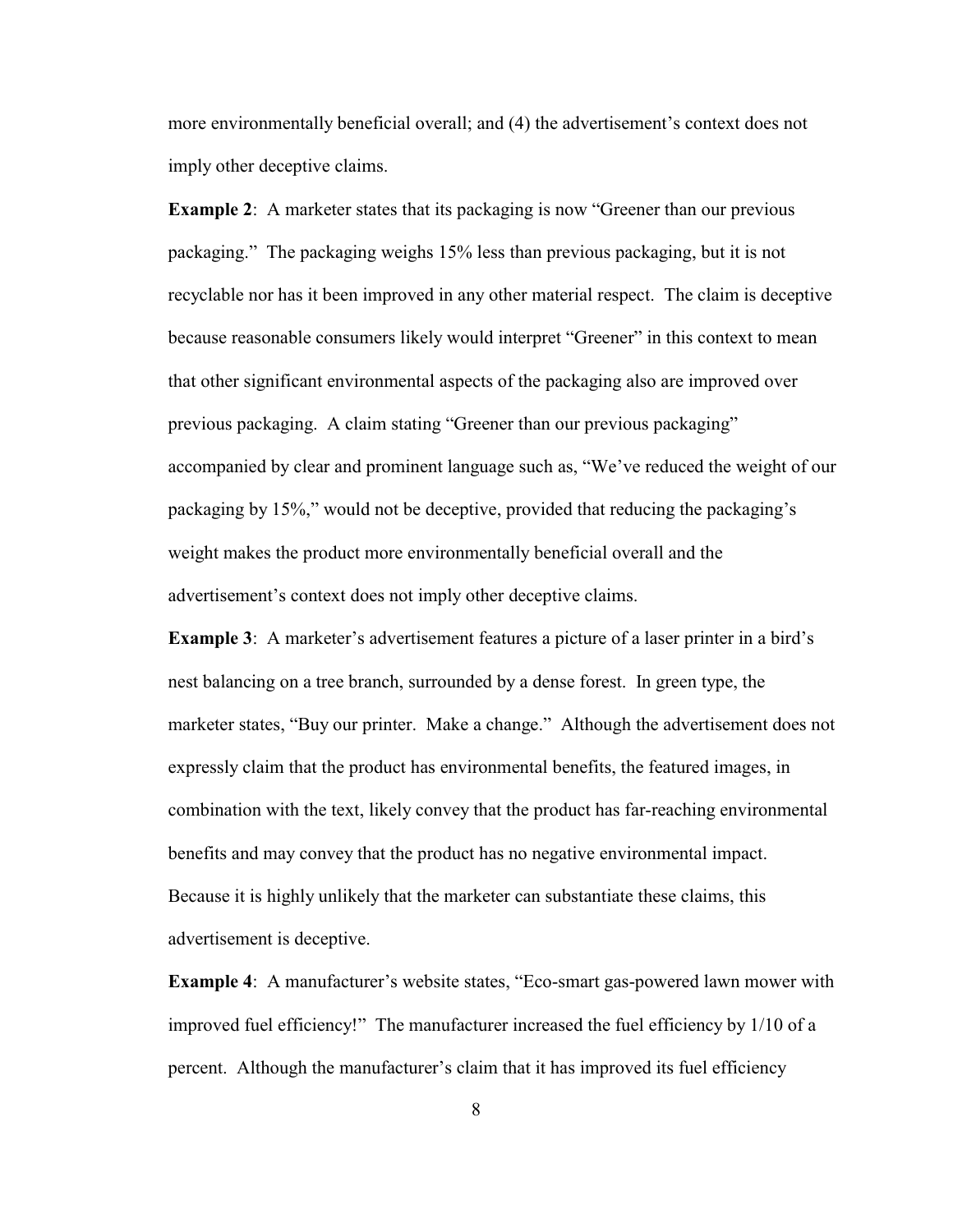more environmentally beneficial overall; and (4) the advertisement's context does not imply other deceptive claims.

**Example 2**: A marketer states that its packaging is now "Greener than our previous packaging." The packaging weighs 15% less than previous packaging, but it is not recyclable nor has it been improved in any other material respect. The claim is deceptive because reasonable consumers likely would interpret "Greener" in this context to mean that other significant environmental aspects of the packaging also are improved over previous packaging. A claim stating "Greener than our previous packaging" accompanied by clear and prominent language such as, "We've reduced the weight of our packaging by 15%," would not be deceptive, provided that reducing the packaging's weight makes the product more environmentally beneficial overall and the advertisement's context does not imply other deceptive claims.

**Example 3**: A marketer's advertisement features a picture of a laser printer in a bird's nest balancing on a tree branch, surrounded by a dense forest. In green type, the marketer states, "Buy our printer. Make a change." Although the advertisement does not expressly claim that the product has environmental benefits, the featured images, in combination with the text, likely convey that the product has far-reaching environmental benefits and may convey that the product has no negative environmental impact. Because it is highly unlikely that the marketer can substantiate these claims, this advertisement is deceptive.

**Example 4**: A manufacturer's website states, "Eco-smart gas-powered lawn mower with improved fuel efficiency!" The manufacturer increased the fuel efficiency by 1/10 of a percent. Although the manufacturer's claim that it has improved its fuel efficiency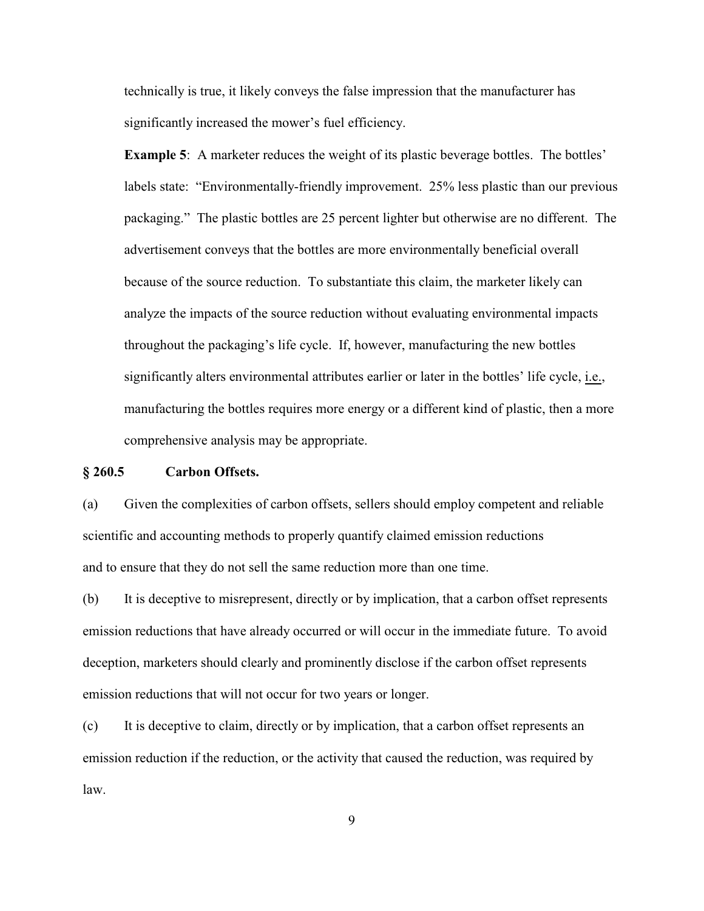technically is true, it likely conveys the false impression that the manufacturer has significantly increased the mower's fuel efficiency.

**Example 5**: A marketer reduces the weight of its plastic beverage bottles. The bottles' labels state: "Environmentally-friendly improvement. 25% less plastic than our previous packaging." The plastic bottles are 25 percent lighter but otherwise are no different. The advertisement conveys that the bottles are more environmentally beneficial overall because of the source reduction. To substantiate this claim, the marketer likely can analyze the impacts of the source reduction without evaluating environmental impacts throughout the packaging's life cycle. If, however, manufacturing the new bottles significantly alters environmental attributes earlier or later in the bottles' life cycle, i.e., manufacturing the bottles requires more energy or a different kind of plastic, then a more comprehensive analysis may be appropriate.

### § 260.5 Carbon Offsets.

(a) Given the complexities of carbon offsets, sellers should employ competent and reliable scientific and accounting methods to properly quantify claimed emission reductions and to ensure that they do not sell the same reduction more than one time.

(b) It is deceptive to misrepresent, directly or by implication, that a carbon offset represents emission reductions that have already occurred or will occur in the immediate future. To avoid deception, marketers should clearly and prominently disclose if the carbon offset represents emission reductions that will not occur for two years or longer.

(c) It is deceptive to claim, directly or by implication, that a carbon offset represents an emission reduction if the reduction, or the activity that caused the reduction, was required by law.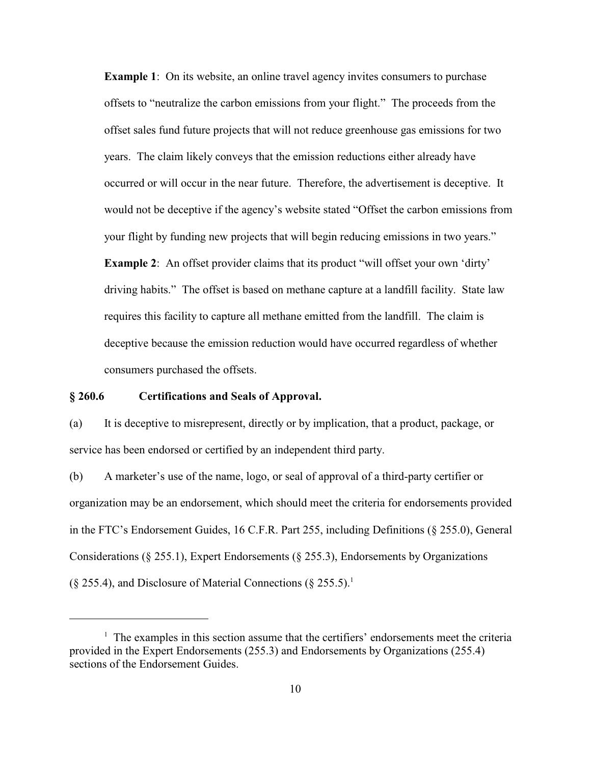**Example 1**: On its website, an online travel agency invites consumers to purchase offsets to "neutralize the carbon emissions from your flight." The proceeds from the offset sales fund future projects that will not reduce greenhouse gas emissions for two years. The claim likely conveys that the emission reductions either already have occurred or will occur in the near future. Therefore, the advertisement is deceptive. It would not be deceptive if the agency's website stated "Offset the carbon emissions from your flight by funding new projects that will begin reducing emissions in two years."

**Example 2**: An offset provider claims that its product "will offset your own 'dirty' driving habits." The offset is based on methane capture at a landfill facility. State law requires this facility to capture all methane emitted from the landfill. The claim is deceptive because the emission reduction would have occurred regardless of whether consumers purchased the offsets.

## § 260.6 Certifications and Seals of Approval.

(a) It is deceptive to misrepresent, directly or by implication, that a product, package, or service has been endorsed or certified by an independent third party.

(b) A marketer's use of the name, logo, or seal of approval of a third-party certifier or organization may be an endorsement, which should meet the criteria for endorsements provided in the FTC's Endorsement Guides, 16 C.F.R. Part 255, including Definitions (§ 255.0), General Considerations (§ 255.1), Expert Endorsements (§ 255.3), Endorsements by Organizations (§ 255.4), and Disclosure of Material Connections (§ 255.5).[1]

---

[1] The examples in this section assume that the certifiers' endorsements meet the criteria provided in the Expert Endorsements (255.3) and Endorsements by Organizations (255.4) sections of the Endorsement Guides.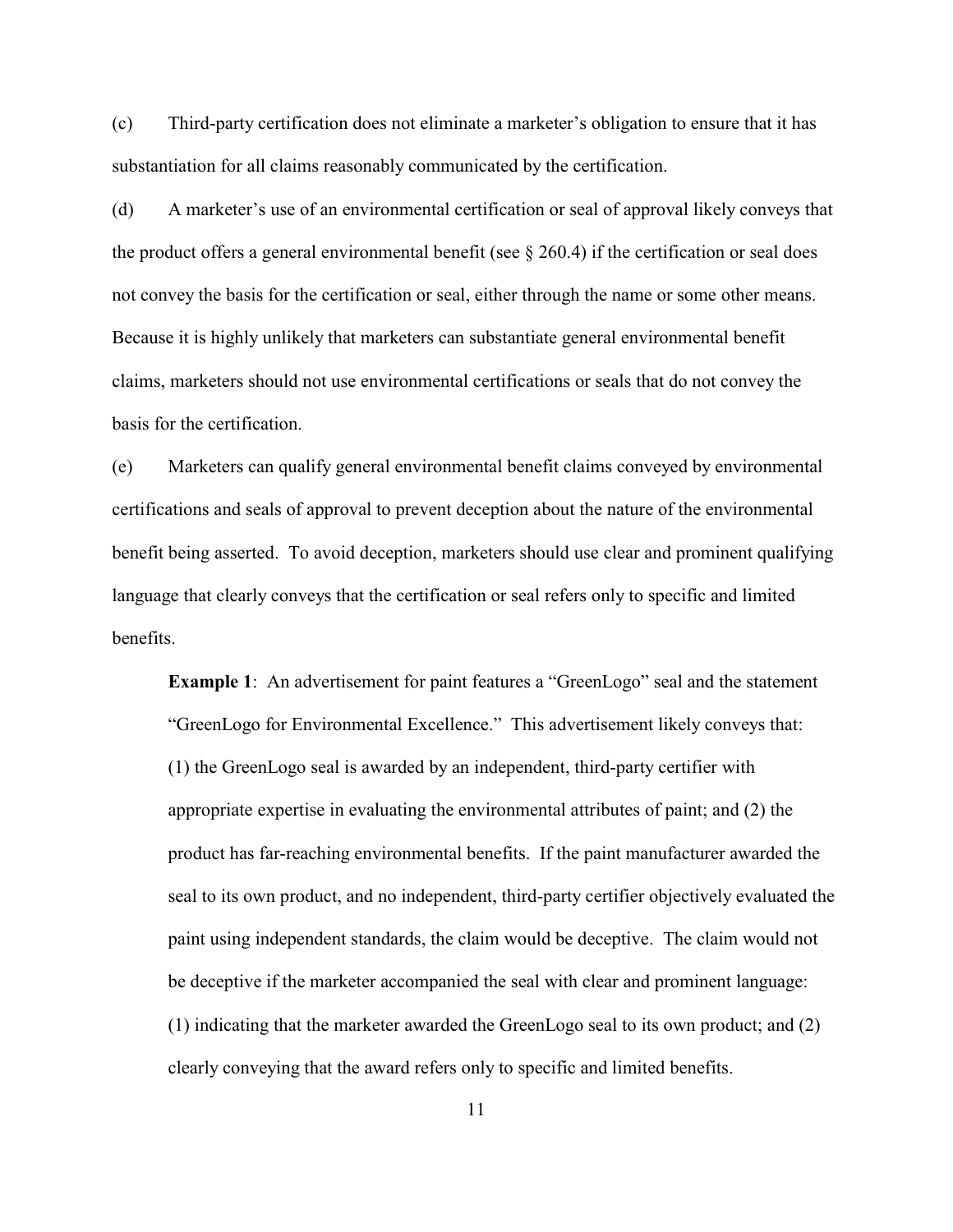(c) Third-party certification does not eliminate a marketer's obligation to ensure that it has substantiation for all claims reasonably communicated by the certification.

(d) A marketer's use of an environmental certification or seal of approval likely conveys that the product offers a general environmental benefit (see § 260.4) if the certification or seal does not convey the basis for the certification or seal, either through the name or some other means. Because it is highly unlikely that marketers can substantiate general environmental benefit claims, marketers should not use environmental certifications or seals that do not convey the basis for the certification.

(e) Marketers can qualify general environmental benefit claims conveyed by environmental certifications and seals of approval to prevent deception about the nature of the environmental benefit being asserted. To avoid deception, marketers should use clear and prominent qualifying language that clearly conveys that the certification or seal refers only to specific and limited benefits.

> **Example 1**: An advertisement for paint features a "GreenLogo" seal and the statement "GreenLogo for Environmental Excellence." This advertisement likely conveys that: (1) the GreenLogo seal is awarded by an independent, third-party certifier with appropriate expertise in evaluating the environmental attributes of paint; and (2) the product has far-reaching environmental benefits. If the paint manufacturer awarded the seal to its own product, and no independent, third-party certifier objectively evaluated the paint using independent standards, the claim would be deceptive. The claim would not be deceptive if the marketer accompanied the seal with clear and prominent language: (1) indicating that the marketer awarded the GreenLogo seal to its own product; and (2) clearly conveying that the award refers only to specific and limited benefits.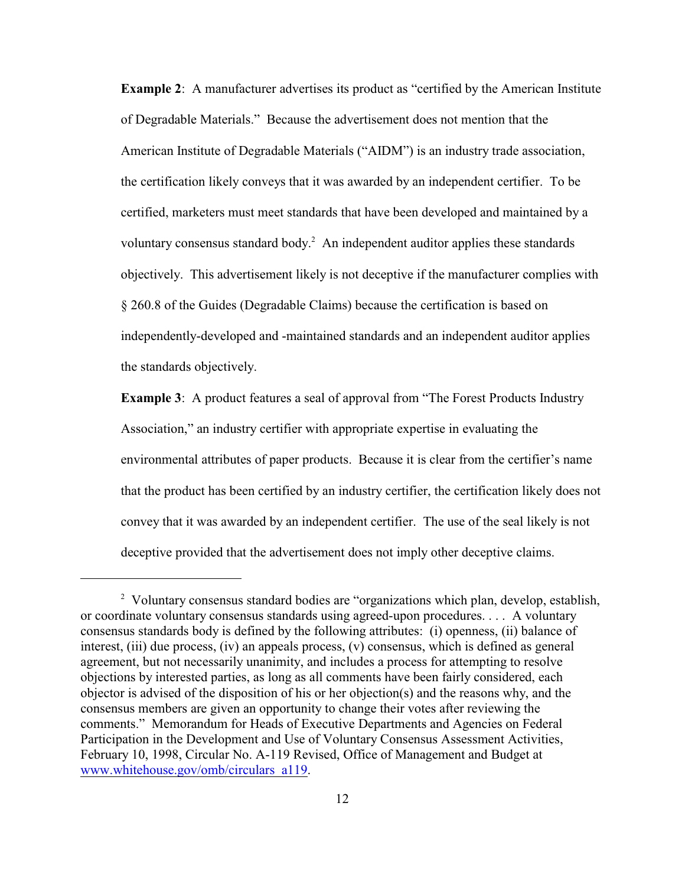**Example 2**: A manufacturer advertises its product as "certified by the American Institute of Degradable Materials." Because the advertisement does not mention that the American Institute of Degradable Materials ("AIDM") is an industry trade association, the certification likely conveys that it was awarded by an independent certifier. To be certified, marketers must meet standards that have been developed and maintained by a voluntary consensus standard body.[2] An independent auditor applies these standards objectively. This advertisement likely is not deceptive if the manufacturer complies with § 260.8 of the Guides (Degradable Claims) because the certification is based on independently-developed and -maintained standards and an independent auditor applies the standards objectively.

**Example 3**: A product features a seal of approval from "The Forest Products Industry Association," an industry certifier with appropriate expertise in evaluating the environmental attributes of paper products. Because it is clear from the certifier's name that the product has been certified by an industry certifier, the certification likely does not convey that it was awarded by an independent certifier. The use of the seal likely is not deceptive provided that the advertisement does not imply other deceptive claims.

---

[2] Voluntary consensus standard bodies are "organizations which plan, develop, establish, or coordinate voluntary consensus standards using agreed-upon procedures. . . . A voluntary consensus standards body is defined by the following attributes: (i) openness, (ii) balance of interest, (iii) due process, (iv) an appeals process, (v) consensus, which is defined as general agreement, but not necessarily unanimity, and includes a process for attempting to resolve objections by interested parties, as long as all comments have been fairly considered, each objector is advised of the disposition of his or her objection(s) and the reasons why, and the consensus members are given an opportunity to change their votes after reviewing the comments." Memorandum for Heads of Executive Departments and Agencies on Federal Participation in the Development and Use of Voluntary Consensus Assessment Activities, February 10, 1998, Circular No. A-119 Revised, Office of Management and Budget at www.whitehouse.gov/omb/circulars_a119.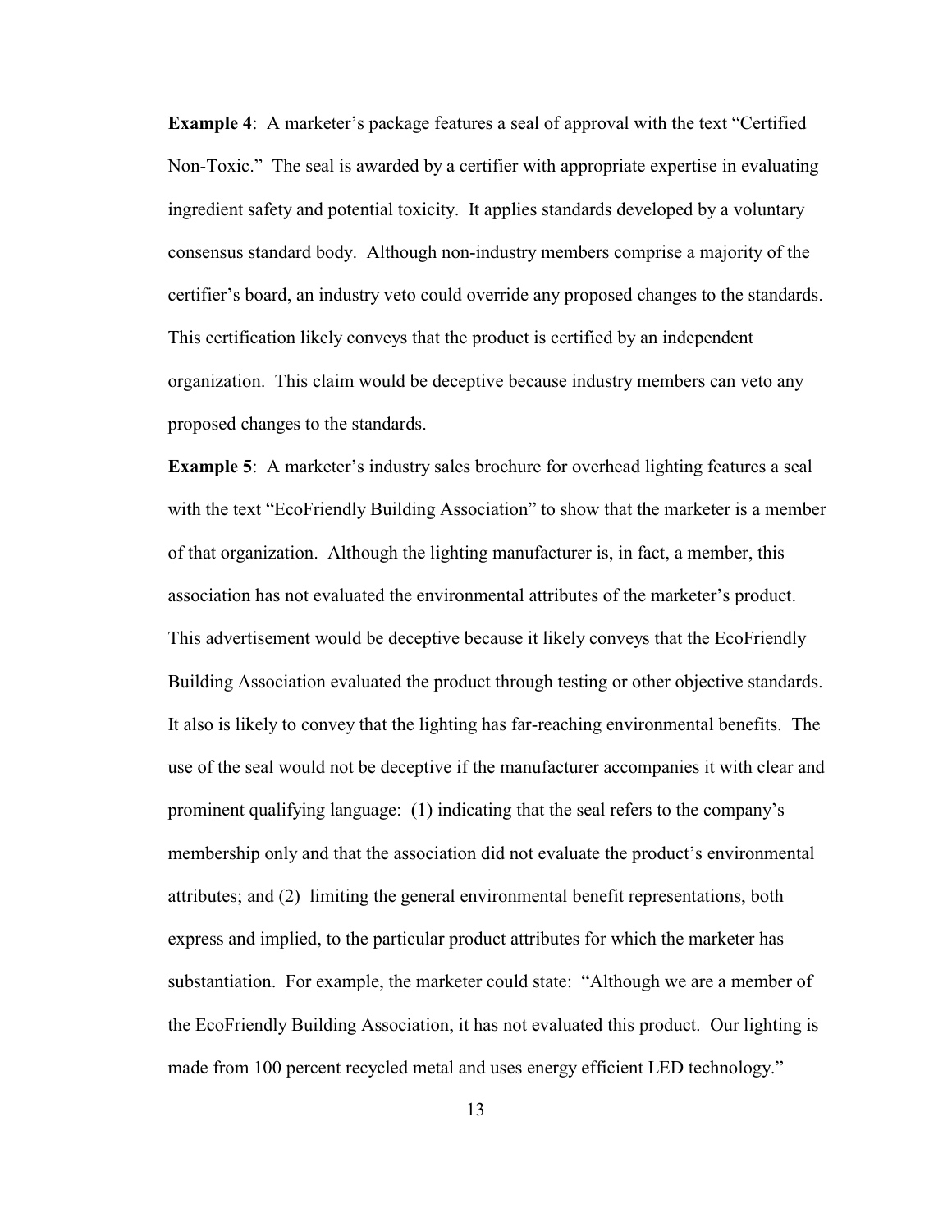**Example 4**: A marketer's package features a seal of approval with the text "Certified Non-Toxic." The seal is awarded by a certifier with appropriate expertise in evaluating ingredient safety and potential toxicity. It applies standards developed by a voluntary consensus standard body. Although non-industry members comprise a majority of the certifier's board, an industry veto could override any proposed changes to the standards. This certification likely conveys that the product is certified by an independent organization. This claim would be deceptive because industry members can veto any proposed changes to the standards.

**Example 5**: A marketer's industry sales brochure for overhead lighting features a seal with the text "EcoFriendly Building Association" to show that the marketer is a member of that organization. Although the lighting manufacturer is, in fact, a member, this association has not evaluated the environmental attributes of the marketer's product. This advertisement would be deceptive because it likely conveys that the EcoFriendly Building Association evaluated the product through testing or other objective standards. It also is likely to convey that the lighting has far-reaching environmental benefits. The use of the seal would not be deceptive if the manufacturer accompanies it with clear and prominent qualifying language: (1) indicating that the seal refers to the company's membership only and that the association did not evaluate the product's environmental attributes; and (2) limiting the general environmental benefit representations, both express and implied, to the particular product attributes for which the marketer has substantiation. For example, the marketer could state: "Although we are a member of the EcoFriendly Building Association, it has not evaluated this product. Our lighting is made from 100 percent recycled metal and uses energy efficient LED technology."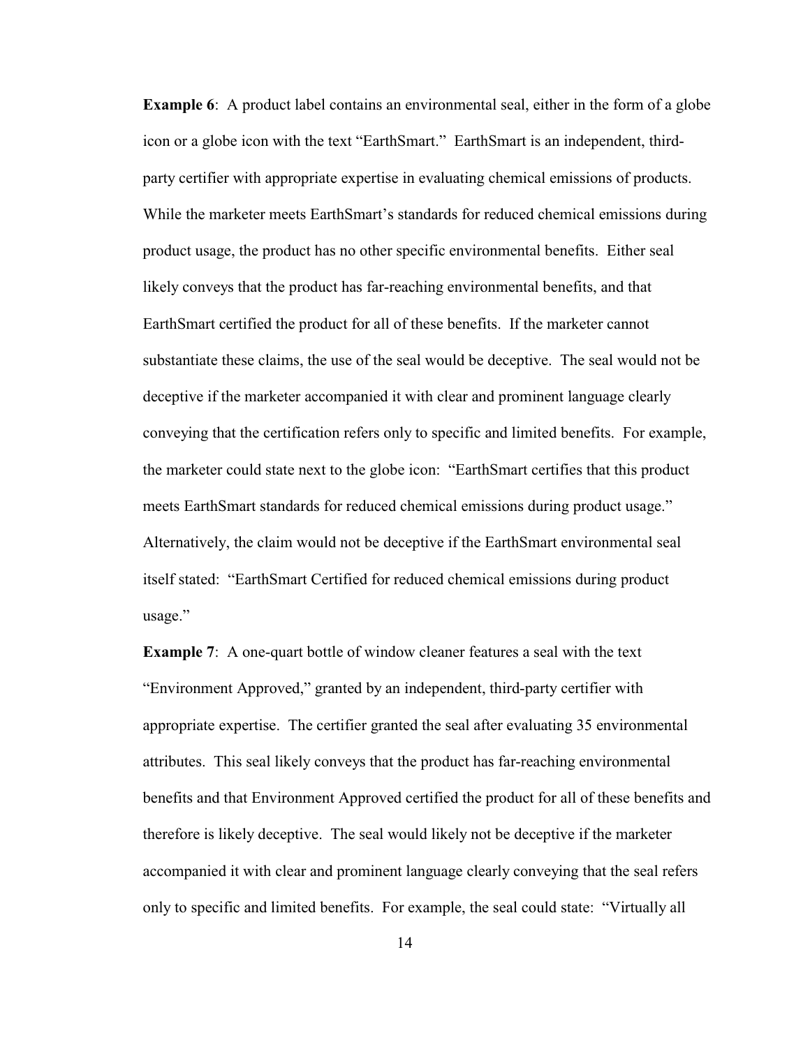**Example 6**: A product label contains an environmental seal, either in the form of a globe icon or a globe icon with the text "EarthSmart." EarthSmart is an independent, third-party certifier with appropriate expertise in evaluating chemical emissions of products. While the marketer meets EarthSmart's standards for reduced chemical emissions during product usage, the product has no other specific environmental benefits. Either seal likely conveys that the product has far-reaching environmental benefits, and that EarthSmart certified the product for all of these benefits. If the marketer cannot substantiate these claims, the use of the seal would be deceptive. The seal would not be deceptive if the marketer accompanied it with clear and prominent language clearly conveying that the certification refers only to specific and limited benefits. For example, the marketer could state next to the globe icon: "EarthSmart certifies that this product meets EarthSmart standards for reduced chemical emissions during product usage." Alternatively, the claim would not be deceptive if the EarthSmart environmental seal itself stated: "EarthSmart Certified for reduced chemical emissions during product usage."

**Example 7**: A one-quart bottle of window cleaner features a seal with the text "Environment Approved," granted by an independent, third-party certifier with appropriate expertise. The certifier granted the seal after evaluating 35 environmental attributes. This seal likely conveys that the product has far-reaching environmental benefits and that Environment Approved certified the product for all of these benefits and therefore is likely deceptive. The seal would likely not be deceptive if the marketer accompanied it with clear and prominent language clearly conveying that the seal refers only to specific and limited benefits. For example, the seal could state: "Virtually all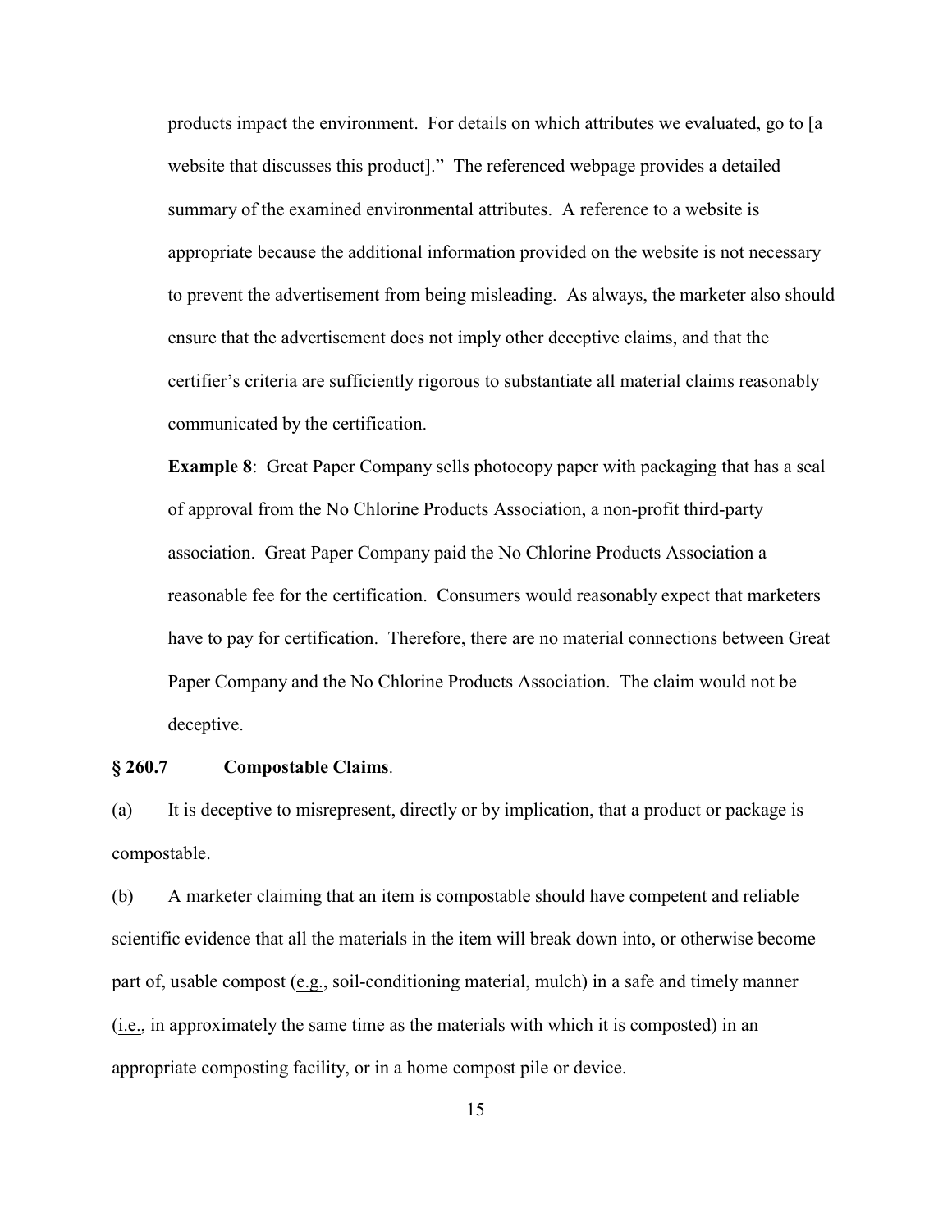products impact the environment. For details on which attributes we evaluated, go to [a website that discusses this product]." The referenced webpage provides a detailed summary of the examined environmental attributes. A reference to a website is appropriate because the additional information provided on the website is not necessary to prevent the advertisement from being misleading. As always, the marketer also should ensure that the advertisement does not imply other deceptive claims, and that the certifier's criteria are sufficiently rigorous to substantiate all material claims reasonably communicated by the certification.

**Example 8**: Great Paper Company sells photocopy paper with packaging that has a seal of approval from the No Chlorine Products Association, a non-profit third-party association. Great Paper Company paid the No Chlorine Products Association a reasonable fee for the certification. Consumers would reasonably expect that marketers have to pay for certification. Therefore, there are no material connections between Great Paper Company and the No Chlorine Products Association. The claim would not be deceptive.

**§ 260.7 Compostable Claims**.

(a) It is deceptive to misrepresent, directly or by implication, that a product or package is compostable.

(b) A marketer claiming that an item is compostable should have competent and reliable scientific evidence that all the materials in the item will break down into, or otherwise become part of, usable compost (e.g., soil-conditioning material, mulch) in a safe and timely manner (i.e., in approximately the same time as the materials with which it is composted) in an appropriate composting facility, or in a home compost pile or device.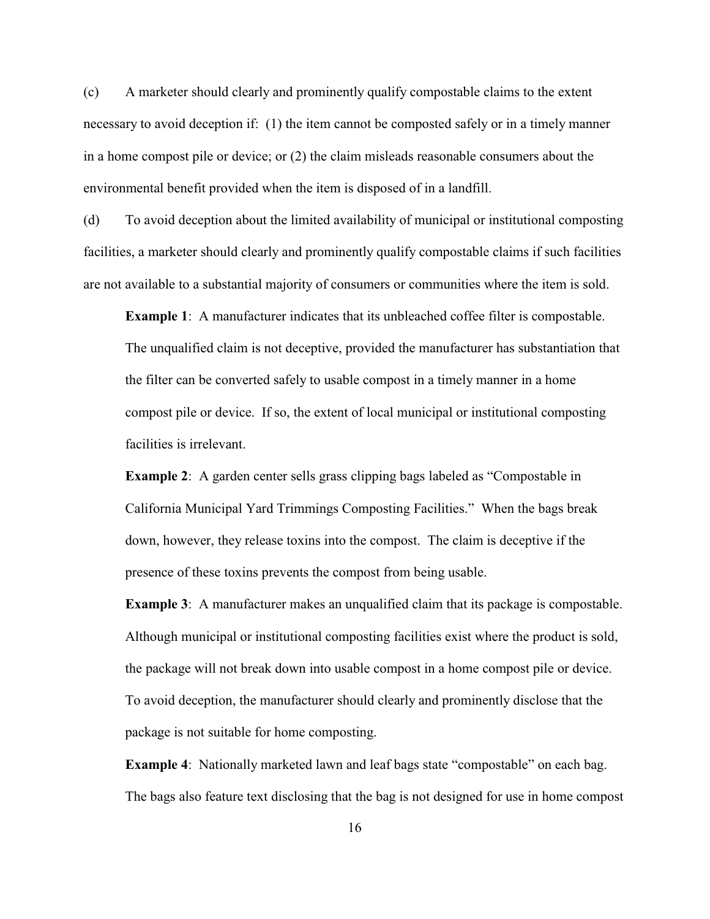(c) A marketer should clearly and prominently qualify compostable claims to the extent necessary to avoid deception if: (1) the item cannot be composted safely or in a timely manner in a home compost pile or device; or (2) the claim misleads reasonable consumers about the environmental benefit provided when the item is disposed of in a landfill.

(d) To avoid deception about the limited availability of municipal or institutional composting facilities, a marketer should clearly and prominently qualify compostable claims if such facilities are not available to a substantial majority of consumers or communities where the item is sold.

**Example 1**: A manufacturer indicates that its unbleached coffee filter is compostable. The unqualified claim is not deceptive, provided the manufacturer has substantiation that the filter can be converted safely to usable compost in a timely manner in a home compost pile or device. If so, the extent of local municipal or institutional composting facilities is irrelevant.

**Example 2**: A garden center sells grass clipping bags labeled as "Compostable in California Municipal Yard Trimmings Composting Facilities." When the bags break down, however, they release toxins into the compost. The claim is deceptive if the presence of these toxins prevents the compost from being usable.

**Example 3**: A manufacturer makes an unqualified claim that its package is compostable. Although municipal or institutional composting facilities exist where the product is sold, the package will not break down into usable compost in a home compost pile or device. To avoid deception, the manufacturer should clearly and prominently disclose that the package is not suitable for home composting.

**Example 4**: Nationally marketed lawn and leaf bags state "compostable" on each bag. The bags also feature text disclosing that the bag is not designed for use in home compost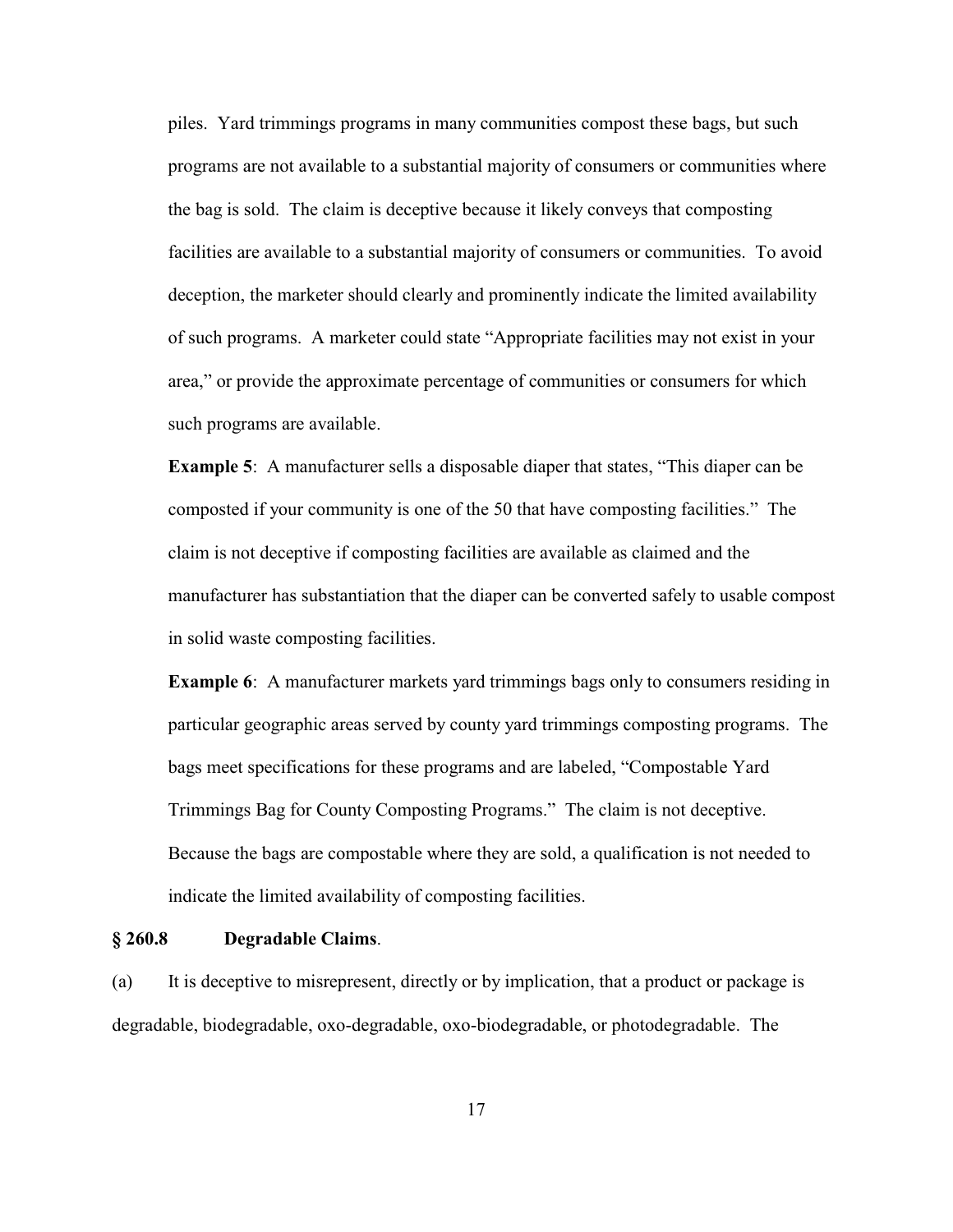piles. Yard trimmings programs in many communities compost these bags, but such programs are not available to a substantial majority of consumers or communities where the bag is sold. The claim is deceptive because it likely conveys that composting facilities are available to a substantial majority of consumers or communities. To avoid deception, the marketer should clearly and prominently indicate the limited availability of such programs. A marketer could state "Appropriate facilities may not exist in your area," or provide the approximate percentage of communities or consumers for which such programs are available.

**Example 5**: A manufacturer sells a disposable diaper that states, "This diaper can be composted if your community is one of the 50 that have composting facilities." The claim is not deceptive if composting facilities are available as claimed and the manufacturer has substantiation that the diaper can be converted safely to usable compost in solid waste composting facilities.

**Example 6**: A manufacturer markets yard trimmings bags only to consumers residing in particular geographic areas served by county yard trimmings composting programs. The bags meet specifications for these programs and are labeled, "Compostable Yard Trimmings Bag for County Composting Programs." The claim is not deceptive. Because the bags are compostable where they are sold, a qualification is not needed to indicate the limited availability of composting facilities.

## § 260.8 Degradable Claims.

(a) It is deceptive to misrepresent, directly or by implication, that a product or package is degradable, biodegradable, oxo-degradable, oxo-biodegradable, or photodegradable. The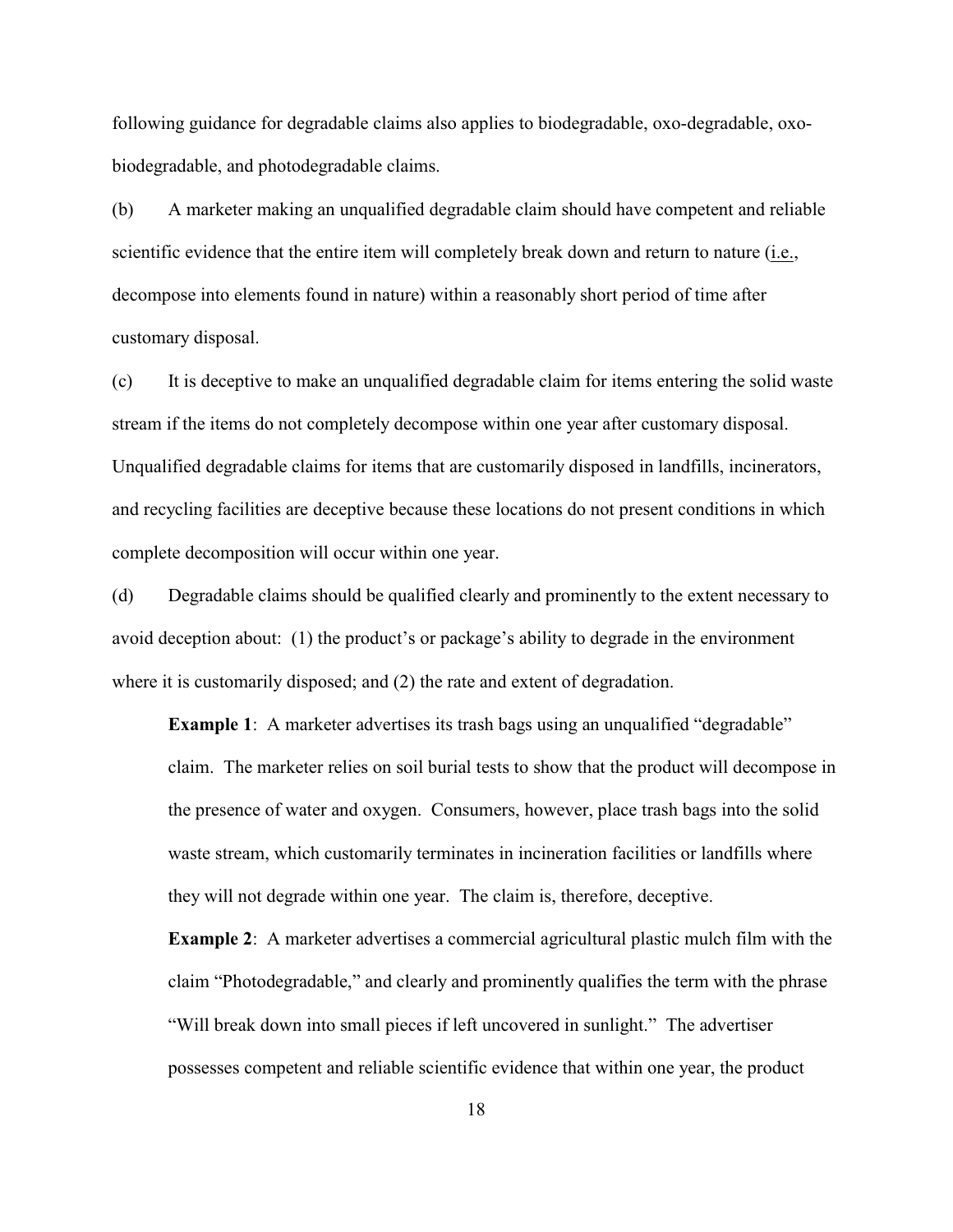following guidance for degradable claims also applies to biodegradable, oxo-degradable, oxo-biodegradable, and photodegradable claims.

(b) A marketer making an unqualified degradable claim should have competent and reliable scientific evidence that the entire item will completely break down and return to nature (i.e., decompose into elements found in nature) within a reasonably short period of time after customary disposal.

(c) It is deceptive to make an unqualified degradable claim for items entering the solid waste stream if the items do not completely decompose within one year after customary disposal. Unqualified degradable claims for items that are customarily disposed in landfills, incinerators, and recycling facilities are deceptive because these locations do not present conditions in which complete decomposition will occur within one year.

(d) Degradable claims should be qualified clearly and prominently to the extent necessary to avoid deception about: (1) the product's or package's ability to degrade in the environment where it is customarily disposed; and (2) the rate and extent of degradation.

**Example 1**: A marketer advertises its trash bags using an unqualified "degradable" claim. The marketer relies on soil burial tests to show that the product will decompose in the presence of water and oxygen. Consumers, however, place trash bags into the solid waste stream, which customarily terminates in incineration facilities or landfills where they will not degrade within one year. The claim is, therefore, deceptive.

**Example 2**: A marketer advertises a commercial agricultural plastic mulch film with the claim "Photodegradable," and clearly and prominently qualifies the term with the phrase "Will break down into small pieces if left uncovered in sunlight." The advertiser possesses competent and reliable scientific evidence that within one year, the product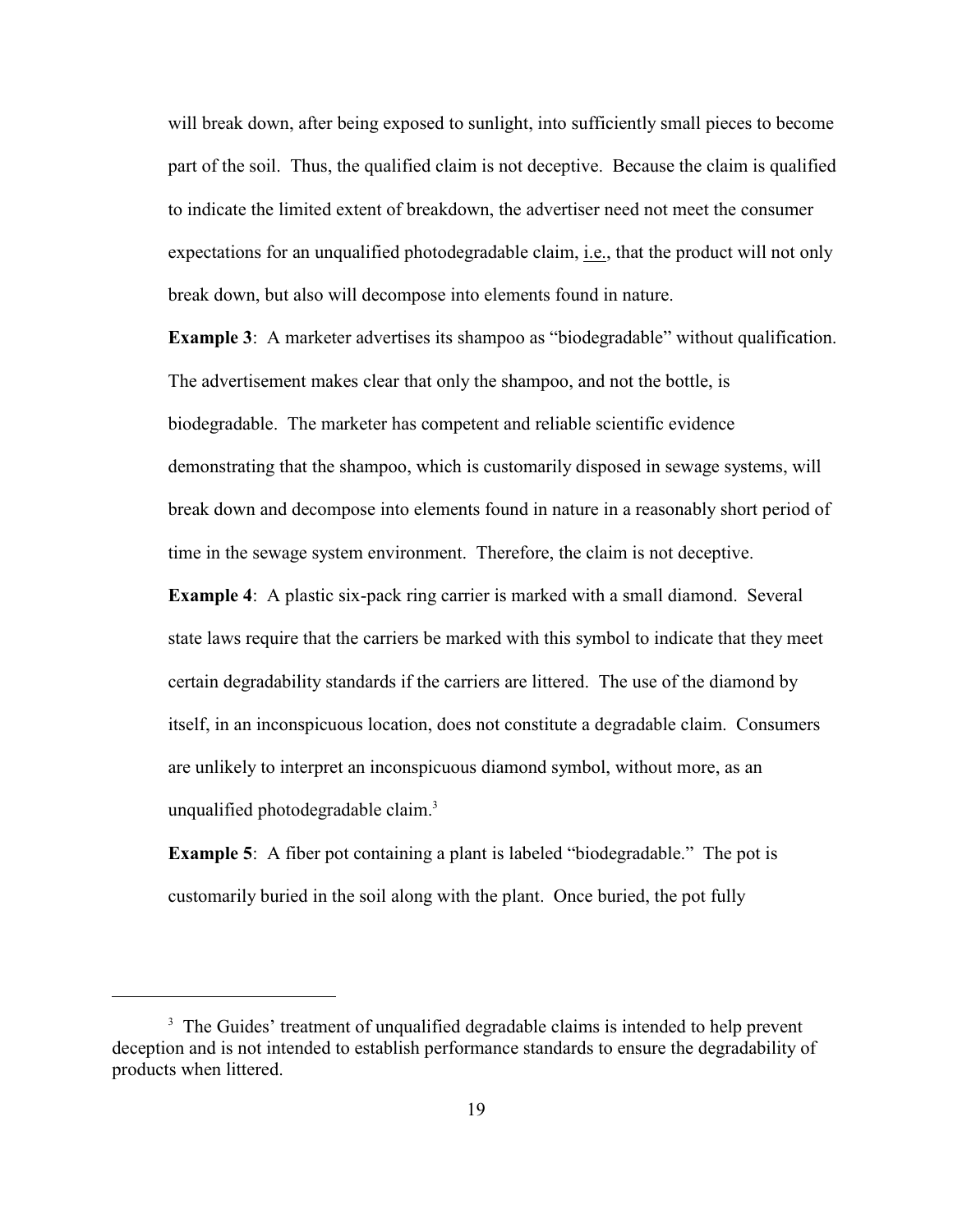will break down, after being exposed to sunlight, into sufficiently small pieces to become part of the soil. Thus, the qualified claim is not deceptive. Because the claim is qualified to indicate the limited extent of breakdown, the advertiser need not meet the consumer expectations for an unqualified photodegradable claim, i.e., that the product will not only break down, but also will decompose into elements found in nature.

**Example 3**: A marketer advertises its shampoo as "biodegradable" without qualification. The advertisement makes clear that only the shampoo, and not the bottle, is biodegradable. The marketer has competent and reliable scientific evidence demonstrating that the shampoo, which is customarily disposed in sewage systems, will break down and decompose into elements found in nature in a reasonably short period of time in the sewage system environment. Therefore, the claim is not deceptive.

**Example 4**: A plastic six-pack ring carrier is marked with a small diamond. Several state laws require that the carriers be marked with this symbol to indicate that they meet certain degradability standards if the carriers are littered. The use of the diamond by itself, in an inconspicuous location, does not constitute a degradable claim. Consumers are unlikely to interpret an inconspicuous diamond symbol, without more, as an unqualified photodegradable claim.[3]

**Example 5**: A fiber pot containing a plant is labeled "biodegradable." The pot is customarily buried in the soil along with the plant. Once buried, the pot fully

[3] The Guides' treatment of unqualified degradable claims is intended to help prevent deception and is not intended to establish performance standards to ensure the degradability of products when littered.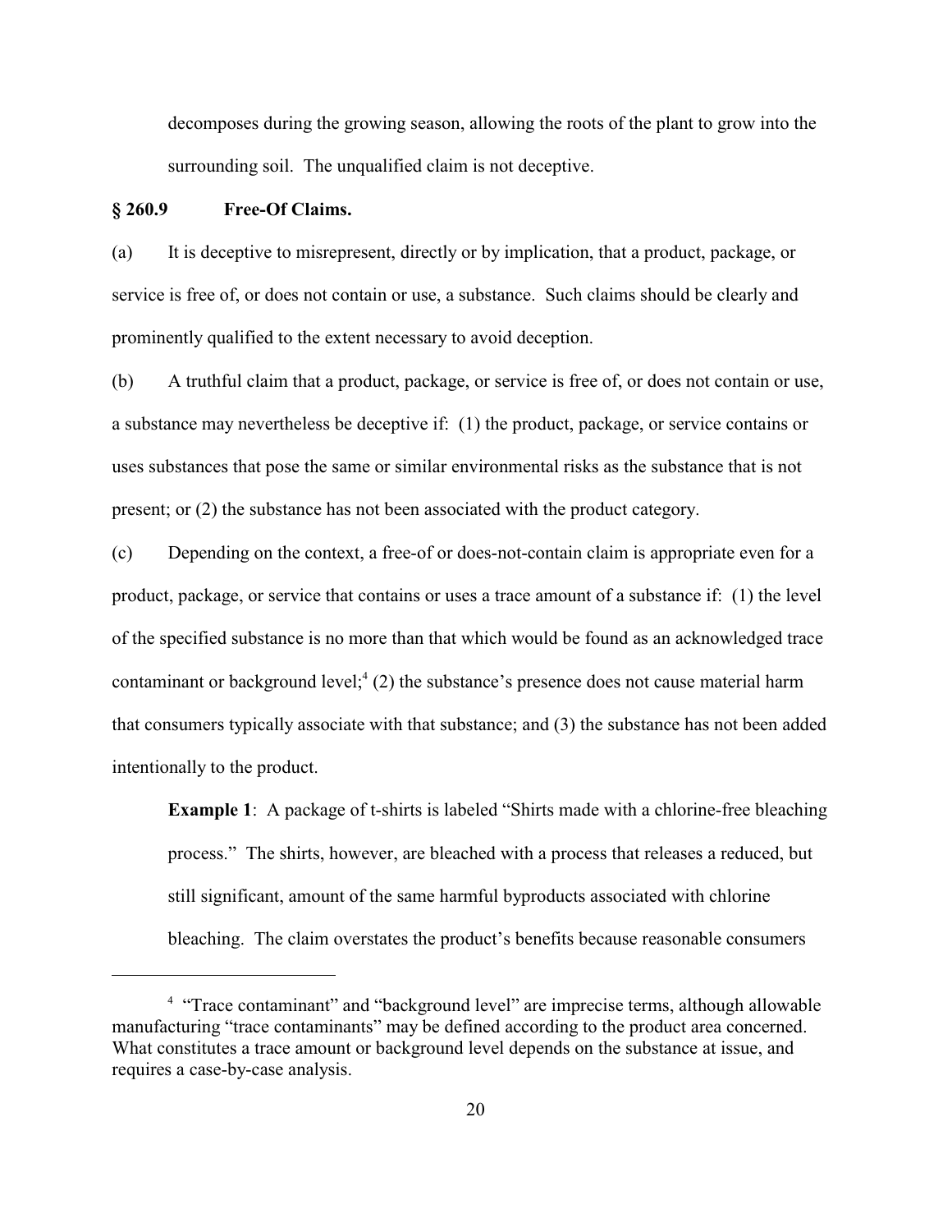decomposes during the growing season, allowing the roots of the plant to grow into the surrounding soil. The unqualified claim is not deceptive.

## § 260.9 Free-Of Claims.

(a) It is deceptive to misrepresent, directly or by implication, that a product, package, or service is free of, or does not contain or use, a substance. Such claims should be clearly and prominently qualified to the extent necessary to avoid deception.

(b) A truthful claim that a product, package, or service is free of, or does not contain or use, a substance may nevertheless be deceptive if: (1) the product, package, or service contains or uses substances that pose the same or similar environmental risks as the substance that is not present; or (2) the substance has not been associated with the product category.

(c) Depending on the context, a free-of or does-not-contain claim is appropriate even for a product, package, or service that contains or uses a trace amount of a substance if: (1) the level of the specified substance is no more than that which would be found as an acknowledged trace contaminant or background level;[4] (2) the substance's presence does not cause material harm that consumers typically associate with that substance; and (3) the substance has not been added intentionally to the product.

**Example 1**: A package of t-shirts is labeled "Shirts made with a chlorine-free bleaching process." The shirts, however, are bleached with a process that releases a reduced, but still significant, amount of the same harmful byproducts associated with chlorine bleaching. The claim overstates the product's benefits because reasonable consumers

[4] "Trace contaminant" and "background level" are imprecise terms, although allowable manufacturing "trace contaminants" may be defined according to the product area concerned. What constitutes a trace amount or background level depends on the substance at issue, and requires a case-by-case analysis.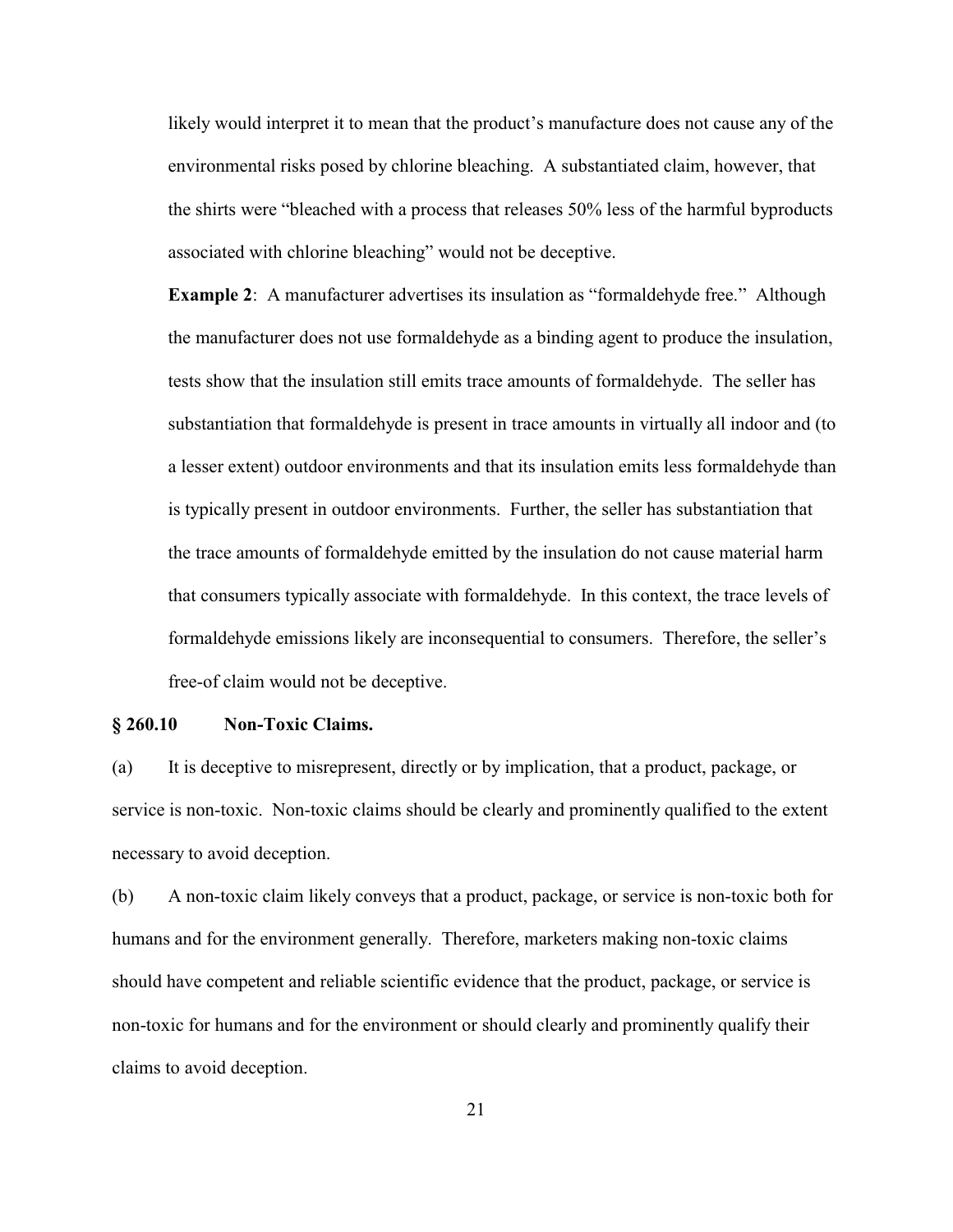likely would interpret it to mean that the product's manufacture does not cause any of the environmental risks posed by chlorine bleaching. A substantiated claim, however, that the shirts were "bleached with a process that releases 50% less of the harmful byproducts associated with chlorine bleaching" would not be deceptive.

**Example 2**: A manufacturer advertises its insulation as "formaldehyde free." Although the manufacturer does not use formaldehyde as a binding agent to produce the insulation, tests show that the insulation still emits trace amounts of formaldehyde. The seller has substantiation that formaldehyde is present in trace amounts in virtually all indoor and (to a lesser extent) outdoor environments and that its insulation emits less formaldehyde than is typically present in outdoor environments. Further, the seller has substantiation that the trace amounts of formaldehyde emitted by the insulation do not cause material harm that consumers typically associate with formaldehyde. In this context, the trace levels of formaldehyde emissions likely are inconsequential to consumers. Therefore, the seller's free-of claim would not be deceptive.

## § 260.10 Non-Toxic Claims.

(a) It is deceptive to misrepresent, directly or by implication, that a product, package, or service is non-toxic. Non-toxic claims should be clearly and prominently qualified to the extent necessary to avoid deception.

(b) A non-toxic claim likely conveys that a product, package, or service is non-toxic both for humans and for the environment generally. Therefore, marketers making non-toxic claims should have competent and reliable scientific evidence that the product, package, or service is non-toxic for humans and for the environment or should clearly and prominently qualify their claims to avoid deception.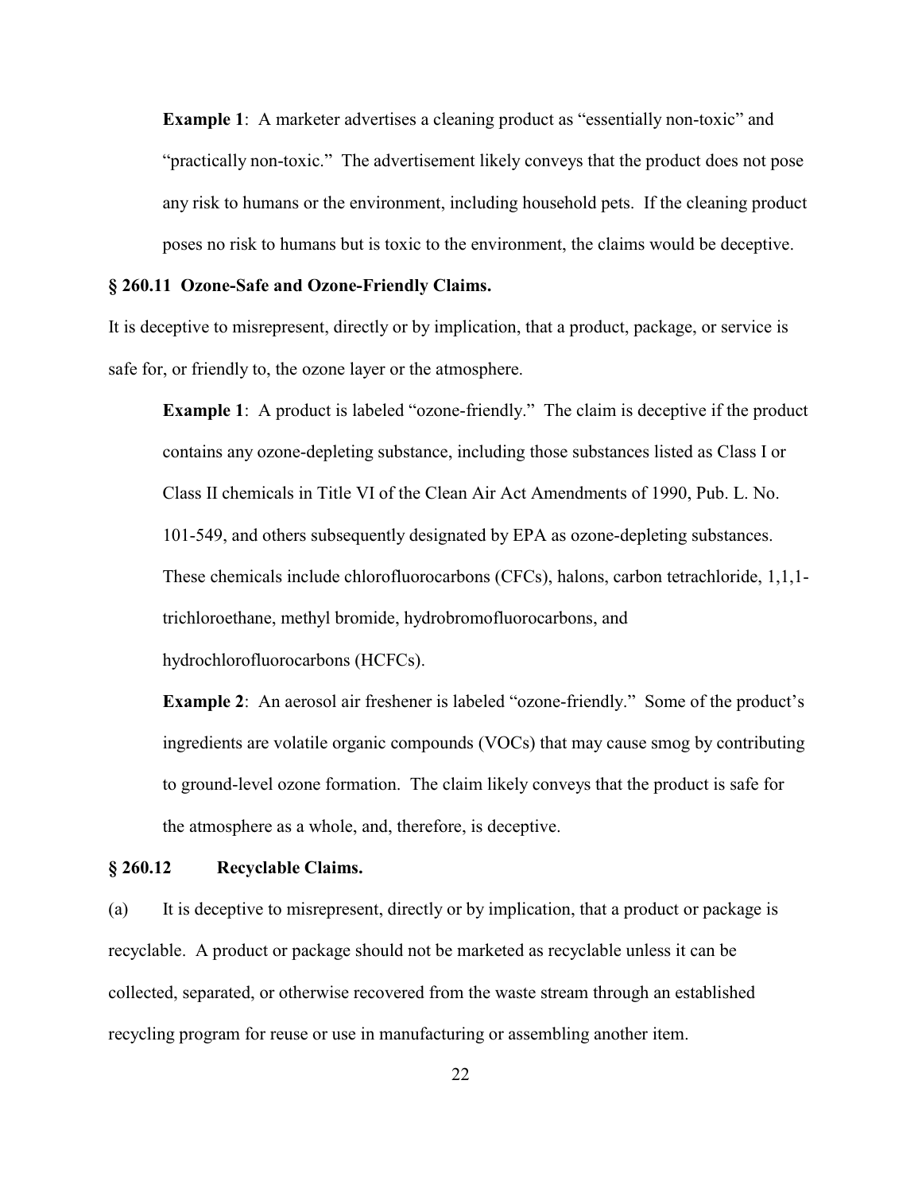**Example 1**: A marketer advertises a cleaning product as "essentially non-toxic" and "practically non-toxic." The advertisement likely conveys that the product does not pose any risk to humans or the environment, including household pets. If the cleaning product poses no risk to humans but is toxic to the environment, the claims would be deceptive.

### § 260.11 Ozone-Safe and Ozone-Friendly Claims.

It is deceptive to misrepresent, directly or by implication, that a product, package, or service is safe for, or friendly to, the ozone layer or the atmosphere.

**Example 1**: A product is labeled "ozone-friendly." The claim is deceptive if the product contains any ozone-depleting substance, including those substances listed as Class I or Class II chemicals in Title VI of the Clean Air Act Amendments of 1990, Pub. L. No. 101-549, and others subsequently designated by EPA as ozone-depleting substances. These chemicals include chlorofluorocarbons (CFCs), halons, carbon tetrachloride, 1,1,1-trichloroethane, methyl bromide, hydrobromofluorocarbons, and hydrochlorofluorocarbons (HCFCs).

**Example 2**: An aerosol air freshener is labeled "ozone-friendly." Some of the product's ingredients are volatile organic compounds (VOCs) that may cause smog by contributing to ground-level ozone formation. The claim likely conveys that the product is safe for the atmosphere as a whole, and, therefore, is deceptive.

### § 260.12 Recyclable Claims.

(a) It is deceptive to misrepresent, directly or by implication, that a product or package is recyclable. A product or package should not be marketed as recyclable unless it can be collected, separated, or otherwise recovered from the waste stream through an established recycling program for reuse or use in manufacturing or assembling another item.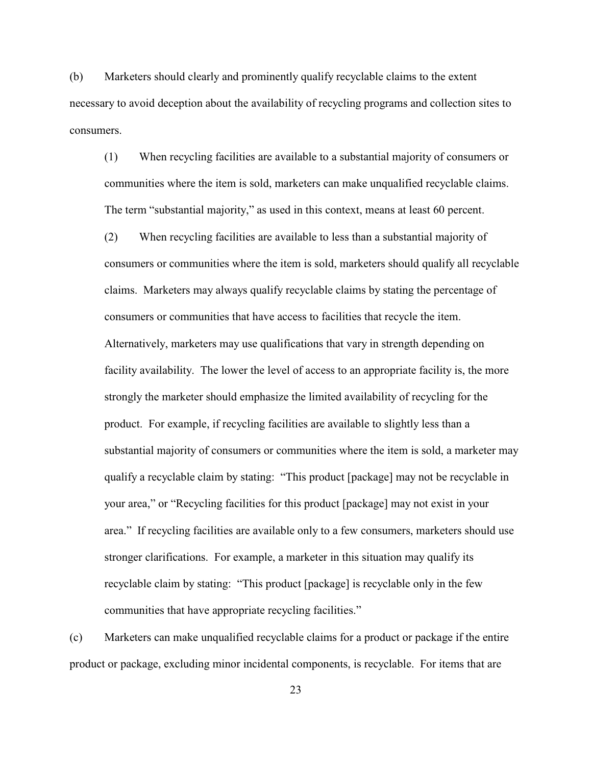(b) Marketers should clearly and prominently qualify recyclable claims to the extent necessary to avoid deception about the availability of recycling programs and collection sites to consumers.

(1) When recycling facilities are available to a substantial majority of consumers or communities where the item is sold, marketers can make unqualified recyclable claims. The term "substantial majority," as used in this context, means at least 60 percent.

(2) When recycling facilities are available to less than a substantial majority of consumers or communities where the item is sold, marketers should qualify all recyclable claims. Marketers may always qualify recyclable claims by stating the percentage of consumers or communities that have access to facilities that recycle the item. Alternatively, marketers may use qualifications that vary in strength depending on facility availability. The lower the level of access to an appropriate facility is, the more strongly the marketer should emphasize the limited availability of recycling for the product. For example, if recycling facilities are available to slightly less than a substantial majority of consumers or communities where the item is sold, a marketer may qualify a recyclable claim by stating: "This product [package] may not be recyclable in your area," or "Recycling facilities for this product [package] may not exist in your area." If recycling facilities are available only to a few consumers, marketers should use stronger clarifications. For example, a marketer in this situation may qualify its recyclable claim by stating: "This product [package] is recyclable only in the few communities that have appropriate recycling facilities."

(c) Marketers can make unqualified recyclable claims for a product or package if the entire product or package, excluding minor incidental components, is recyclable. For items that are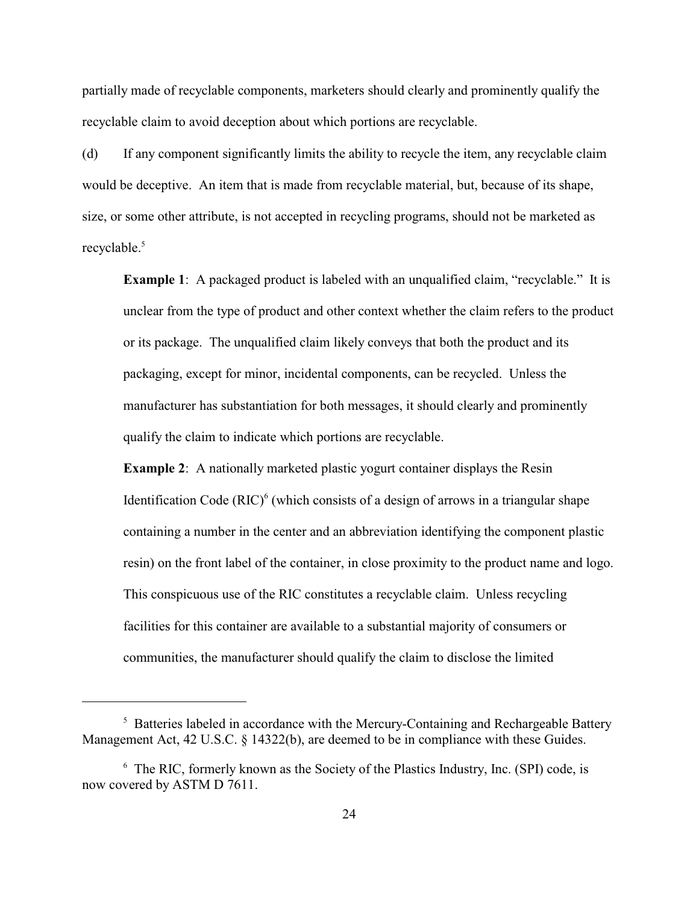partially made of recyclable components, marketers should clearly and prominently qualify the recyclable claim to avoid deception about which portions are recyclable.

(d) If any component significantly limits the ability to recycle the item, any recyclable claim would be deceptive. An item that is made from recyclable material, but, because of its shape, size, or some other attribute, is not accepted in recycling programs, should not be marketed as recyclable.[5]

> **Example 1**: A packaged product is labeled with an unqualified claim, "recyclable." It is unclear from the type of product and other context whether the claim refers to the product or its package. The unqualified claim likely conveys that both the product and its packaging, except for minor, incidental components, can be recycled. Unless the manufacturer has substantiation for both messages, it should clearly and prominently qualify the claim to indicate which portions are recyclable.
>
> **Example 2**: A nationally marketed plastic yogurt container displays the Resin Identification Code (RIC)[6] (which consists of a design of arrows in a triangular shape containing a number in the center and an abbreviation identifying the component plastic resin) on the front label of the container, in close proximity to the product name and logo. This conspicuous use of the RIC constitutes a recyclable claim. Unless recycling facilities for this container are available to a substantial majority of consumers or communities, the manufacturer should qualify the claim to disclose the limited

---

[5] Batteries labeled in accordance with the Mercury-Containing and Rechargeable Battery Management Act, 42 U.S.C. § 14322(b), are deemed to be in compliance with these Guides.

[6] The RIC, formerly known as the Society of the Plastics Industry, Inc. (SPI) code, is now covered by ASTM D 7611.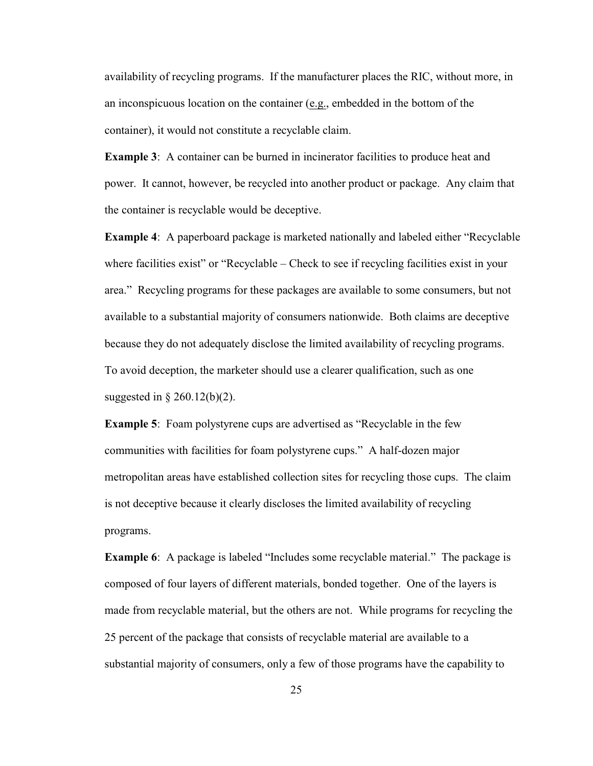availability of recycling programs. If the manufacturer places the RIC, without more, in an inconspicuous location on the container (e.g., embedded in the bottom of the container), it would not constitute a recyclable claim.

**Example 3**: A container can be burned in incinerator facilities to produce heat and power. It cannot, however, be recycled into another product or package. Any claim that the container is recyclable would be deceptive.

**Example 4**: A paperboard package is marketed nationally and labeled either "Recyclable where facilities exist" or "Recyclable – Check to see if recycling facilities exist in your area." Recycling programs for these packages are available to some consumers, but not available to a substantial majority of consumers nationwide. Both claims are deceptive because they do not adequately disclose the limited availability of recycling programs. To avoid deception, the marketer should use a clearer qualification, such as one suggested in § 260.12(b)(2).

**Example 5**: Foam polystyrene cups are advertised as "Recyclable in the few communities with facilities for foam polystyrene cups." A half-dozen major metropolitan areas have established collection sites for recycling those cups. The claim is not deceptive because it clearly discloses the limited availability of recycling programs.

**Example 6**: A package is labeled "Includes some recyclable material." The package is composed of four layers of different materials, bonded together. One of the layers is made from recyclable material, but the others are not. While programs for recycling the 25 percent of the package that consists of recyclable material are available to a substantial majority of consumers, only a few of those programs have the capability to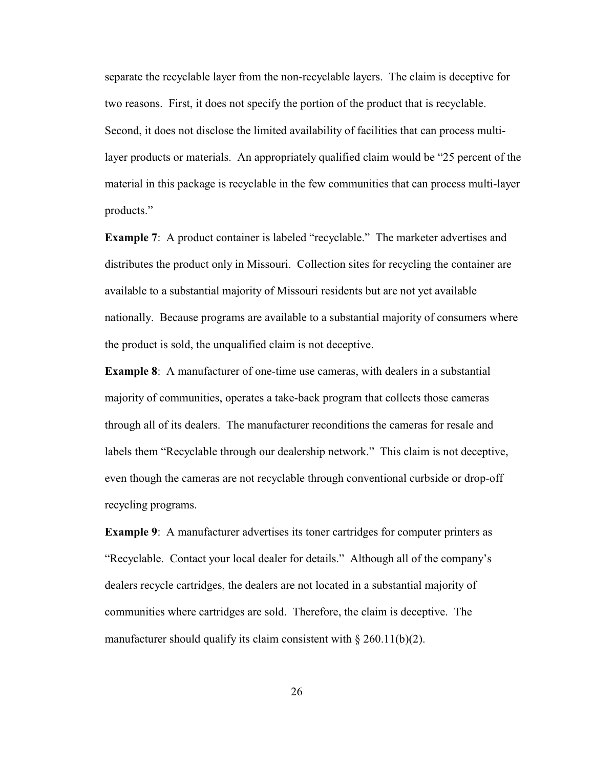separate the recyclable layer from the non-recyclable layers. The claim is deceptive for two reasons. First, it does not specify the portion of the product that is recyclable. Second, it does not disclose the limited availability of facilities that can process multi-layer products or materials. An appropriately qualified claim would be "25 percent of the material in this package is recyclable in the few communities that can process multi-layer products."

**Example 7**: A product container is labeled "recyclable." The marketer advertises and distributes the product only in Missouri. Collection sites for recycling the container are available to a substantial majority of Missouri residents but are not yet available nationally. Because programs are available to a substantial majority of consumers where the product is sold, the unqualified claim is not deceptive.

**Example 8**: A manufacturer of one-time use cameras, with dealers in a substantial majority of communities, operates a take-back program that collects those cameras through all of its dealers. The manufacturer reconditions the cameras for resale and labels them "Recyclable through our dealership network." This claim is not deceptive, even though the cameras are not recyclable through conventional curbside or drop-off recycling programs.

**Example 9**: A manufacturer advertises its toner cartridges for computer printers as "Recyclable. Contact your local dealer for details." Although all of the company's dealers recycle cartridges, the dealers are not located in a substantial majority of communities where cartridges are sold. Therefore, the claim is deceptive. The manufacturer should qualify its claim consistent with § 260.11(b)(2).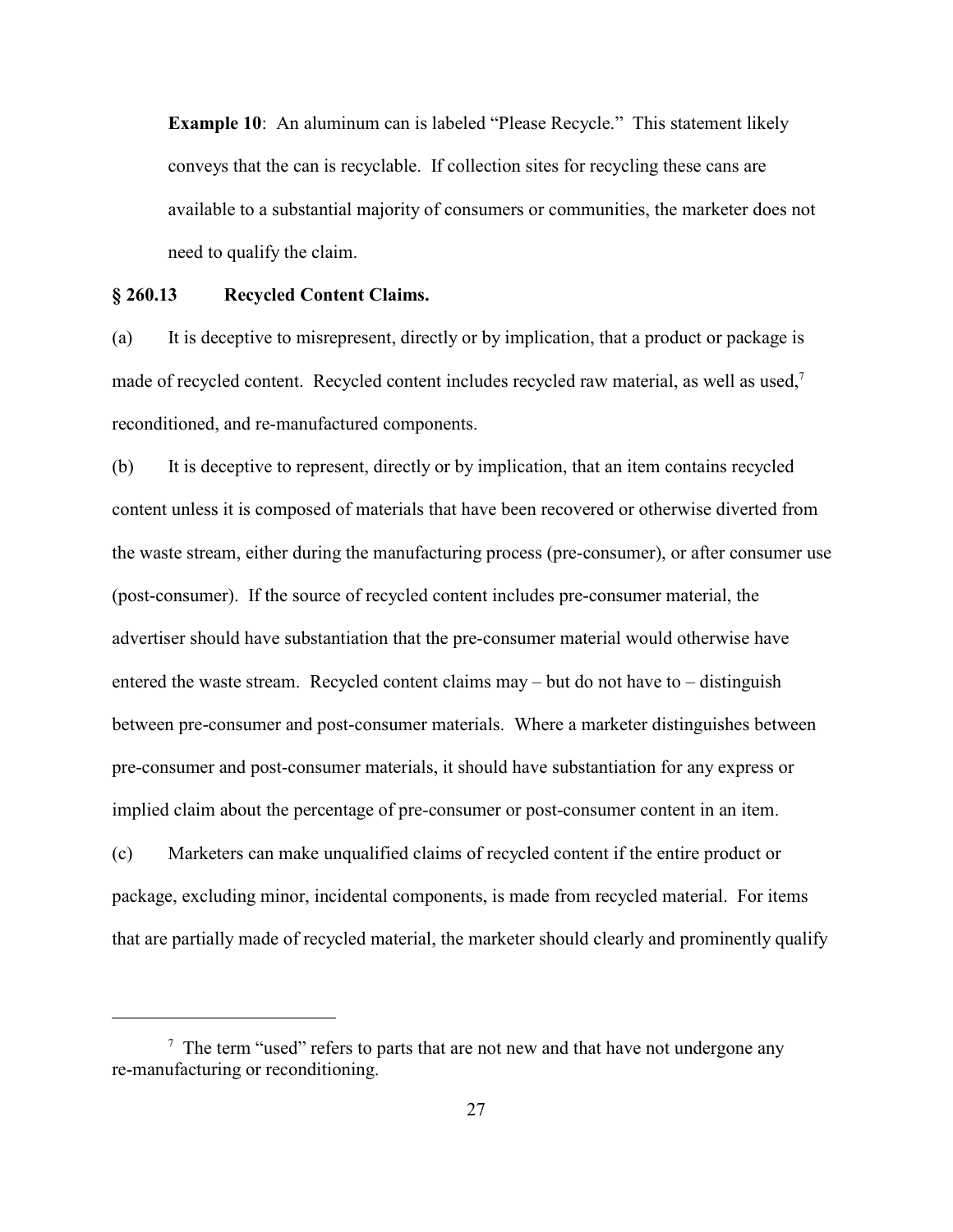**Example 10**: An aluminum can is labeled "Please Recycle." This statement likely conveys that the can is recyclable. If collection sites for recycling these cans are available to a substantial majority of consumers or communities, the marketer does not need to qualify the claim.

### § 260.13 Recycled Content Claims.

(a) It is deceptive to misrepresent, directly or by implication, that a product or package is made of recycled content. Recycled content includes recycled raw material, as well as used,[7] reconditioned, and re-manufactured components.

(b) It is deceptive to represent, directly or by implication, that an item contains recycled content unless it is composed of materials that have been recovered or otherwise diverted from the waste stream, either during the manufacturing process (pre-consumer), or after consumer use (post-consumer). If the source of recycled content includes pre-consumer material, the advertiser should have substantiation that the pre-consumer material would otherwise have entered the waste stream. Recycled content claims may – but do not have to – distinguish between pre-consumer and post-consumer materials. Where a marketer distinguishes between pre-consumer and post-consumer materials, it should have substantiation for any express or implied claim about the percentage of pre-consumer or post-consumer content in an item.

(c) Marketers can make unqualified claims of recycled content if the entire product or package, excluding minor, incidental components, is made from recycled material. For items that are partially made of recycled material, the marketer should clearly and prominently qualify

---

[7] The term "used" refers to parts that are not new and that have not undergone any re-manufacturing or reconditioning.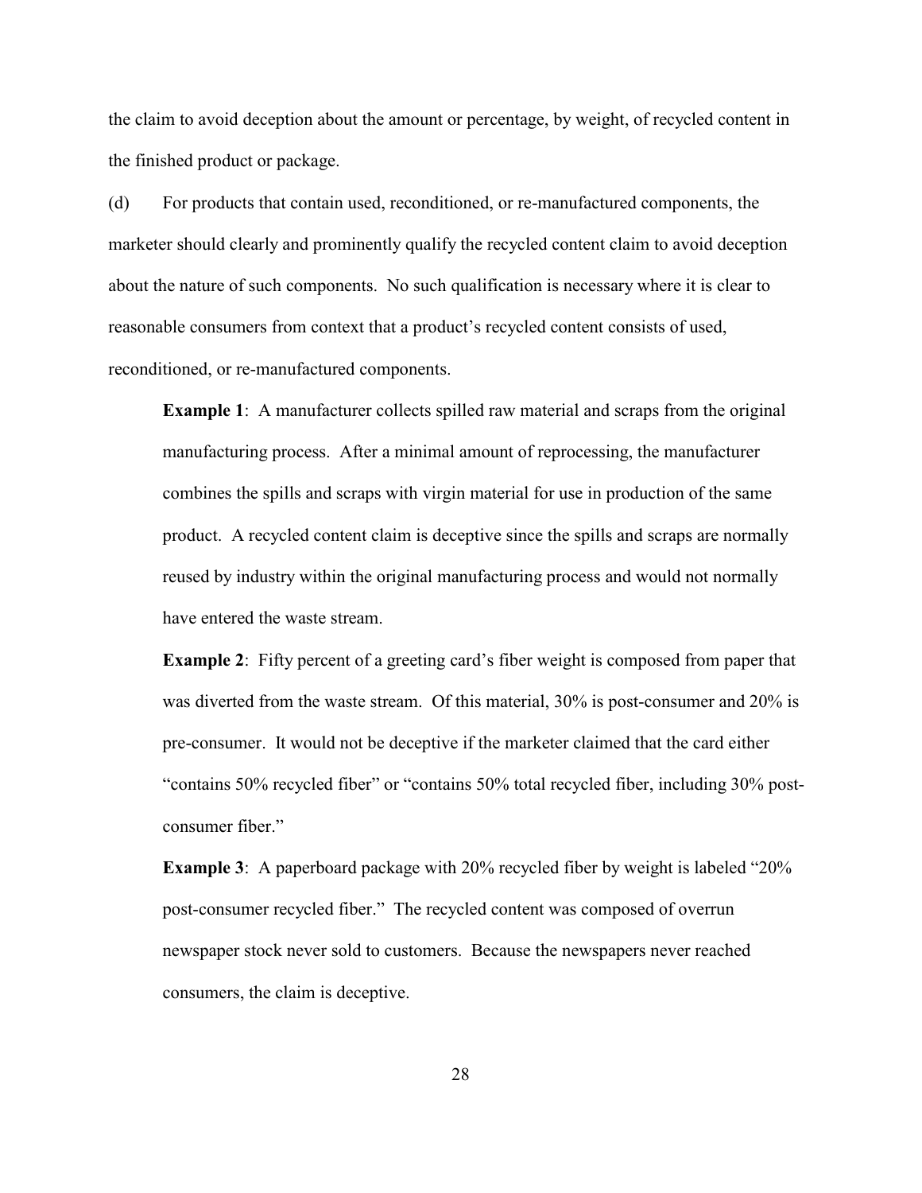the claim to avoid deception about the amount or percentage, by weight, of recycled content in the finished product or package.

(d) For products that contain used, reconditioned, or re-manufactured components, the marketer should clearly and prominently qualify the recycled content claim to avoid deception about the nature of such components. No such qualification is necessary where it is clear to reasonable consumers from context that a product's recycled content consists of used, reconditioned, or re-manufactured components.

**Example 1**: A manufacturer collects spilled raw material and scraps from the original manufacturing process. After a minimal amount of reprocessing, the manufacturer combines the spills and scraps with virgin material for use in production of the same product. A recycled content claim is deceptive since the spills and scraps are normally reused by industry within the original manufacturing process and would not normally have entered the waste stream.

**Example 2**: Fifty percent of a greeting card's fiber weight is composed from paper that was diverted from the waste stream. Of this material, 30% is post-consumer and 20% is pre-consumer. It would not be deceptive if the marketer claimed that the card either "contains 50% recycled fiber" or "contains 50% total recycled fiber, including 30% post-consumer fiber."

**Example 3**: A paperboard package with 20% recycled fiber by weight is labeled "20% post-consumer recycled fiber." The recycled content was composed of overrun newspaper stock never sold to customers. Because the newspapers never reached consumers, the claim is deceptive.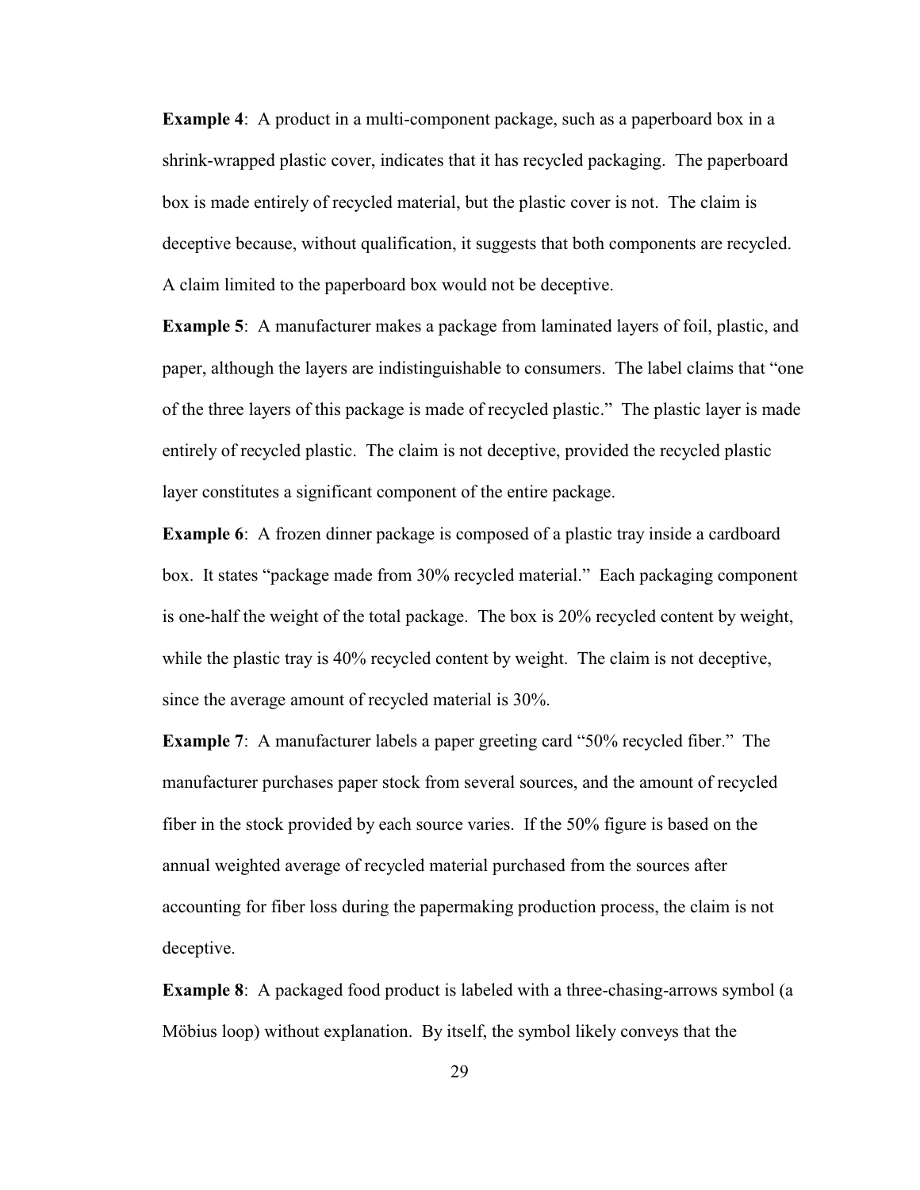**Example 4**: A product in a multi-component package, such as a paperboard box in a shrink-wrapped plastic cover, indicates that it has recycled packaging. The paperboard box is made entirely of recycled material, but the plastic cover is not. The claim is deceptive because, without qualification, it suggests that both components are recycled. A claim limited to the paperboard box would not be deceptive.

**Example 5**: A manufacturer makes a package from laminated layers of foil, plastic, and paper, although the layers are indistinguishable to consumers. The label claims that "one of the three layers of this package is made of recycled plastic." The plastic layer is made entirely of recycled plastic. The claim is not deceptive, provided the recycled plastic layer constitutes a significant component of the entire package.

**Example 6**: A frozen dinner package is composed of a plastic tray inside a cardboard box. It states "package made from 30% recycled material." Each packaging component is one-half the weight of the total package. The box is 20% recycled content by weight, while the plastic tray is 40% recycled content by weight. The claim is not deceptive, since the average amount of recycled material is 30%.

**Example 7**: A manufacturer labels a paper greeting card "50% recycled fiber." The manufacturer purchases paper stock from several sources, and the amount of recycled fiber in the stock provided by each source varies. If the 50% figure is based on the annual weighted average of recycled material purchased from the sources after accounting for fiber loss during the papermaking production process, the claim is not deceptive.

**Example 8**: A packaged food product is labeled with a three-chasing-arrows symbol (a Möbius loop) without explanation. By itself, the symbol likely conveys that the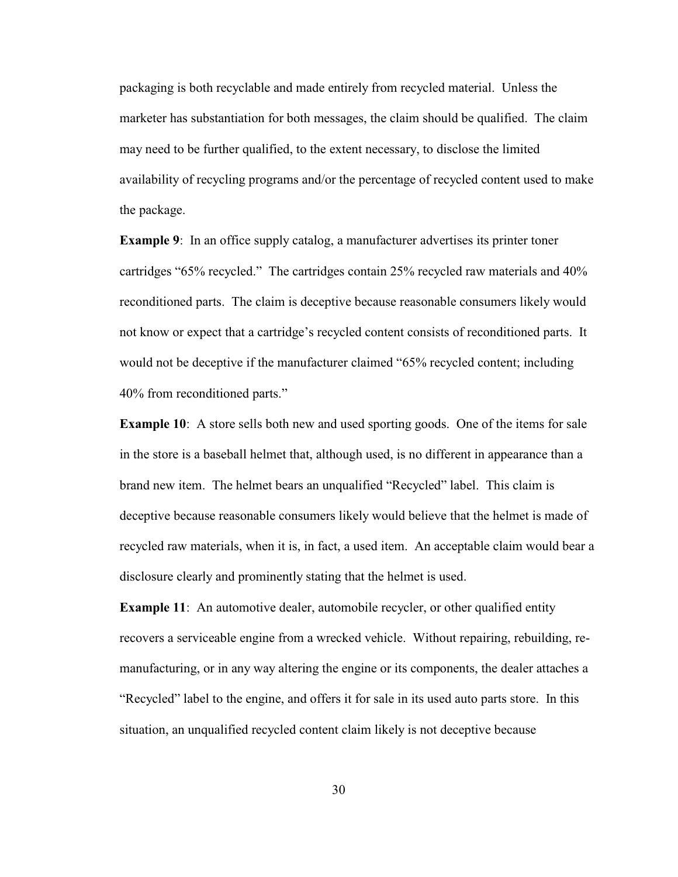packaging is both recyclable and made entirely from recycled material. Unless the marketer has substantiation for both messages, the claim should be qualified. The claim may need to be further qualified, to the extent necessary, to disclose the limited availability of recycling programs and/or the percentage of recycled content used to make the package.

**Example 9**: In an office supply catalog, a manufacturer advertises its printer toner cartridges "65% recycled." The cartridges contain 25% recycled raw materials and 40% reconditioned parts. The claim is deceptive because reasonable consumers likely would not know or expect that a cartridge's recycled content consists of reconditioned parts. It would not be deceptive if the manufacturer claimed "65% recycled content; including 40% from reconditioned parts."

**Example 10**: A store sells both new and used sporting goods. One of the items for sale in the store is a baseball helmet that, although used, is no different in appearance than a brand new item. The helmet bears an unqualified "Recycled" label. This claim is deceptive because reasonable consumers likely would believe that the helmet is made of recycled raw materials, when it is, in fact, a used item. An acceptable claim would bear a disclosure clearly and prominently stating that the helmet is used.

**Example 11**: An automotive dealer, automobile recycler, or other qualified entity recovers a serviceable engine from a wrecked vehicle. Without repairing, rebuilding, re-manufacturing, or in any way altering the engine or its components, the dealer attaches a "Recycled" label to the engine, and offers it for sale in its used auto parts store. In this situation, an unqualified recycled content claim likely is not deceptive because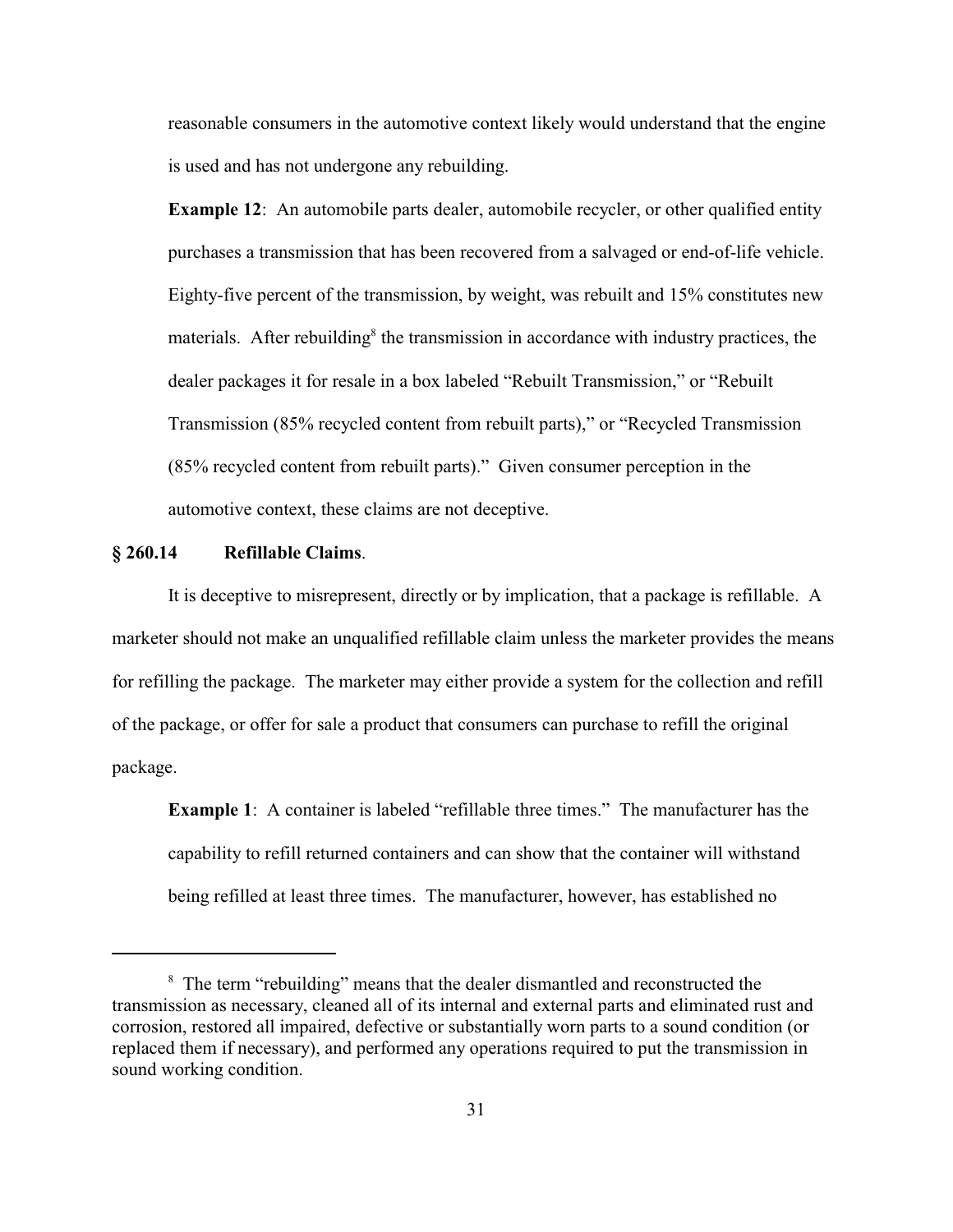reasonable consumers in the automotive context likely would understand that the engine is used and has not undergone any rebuilding.

**Example 12**: An automobile parts dealer, automobile recycler, or other qualified entity purchases a transmission that has been recovered from a salvaged or end-of-life vehicle. Eighty-five percent of the transmission, by weight, was rebuilt and 15% constitutes new materials. After rebuilding[8] the transmission in accordance with industry practices, the dealer packages it for resale in a box labeled "Rebuilt Transmission," or "Rebuilt Transmission (85% recycled content from rebuilt parts)," or "Recycled Transmission (85% recycled content from rebuilt parts)." Given consumer perception in the automotive context, these claims are not deceptive.

## § 260.14 Refillable Claims.

It is deceptive to misrepresent, directly or by implication, that a package is refillable. A marketer should not make an unqualified refillable claim unless the marketer provides the means for refilling the package. The marketer may either provide a system for the collection and refill of the package, or offer for sale a product that consumers can purchase to refill the original package.

**Example 1**: A container is labeled "refillable three times." The manufacturer has the capability to refill returned containers and can show that the container will withstand being refilled at least three times. The manufacturer, however, has established no

---

[8] The term "rebuilding" means that the dealer dismantled and reconstructed the transmission as necessary, cleaned all of its internal and external parts and eliminated rust and corrosion, restored all impaired, defective or substantially worn parts to a sound condition (or replaced them if necessary), and performed any operations required to put the transmission in sound working condition.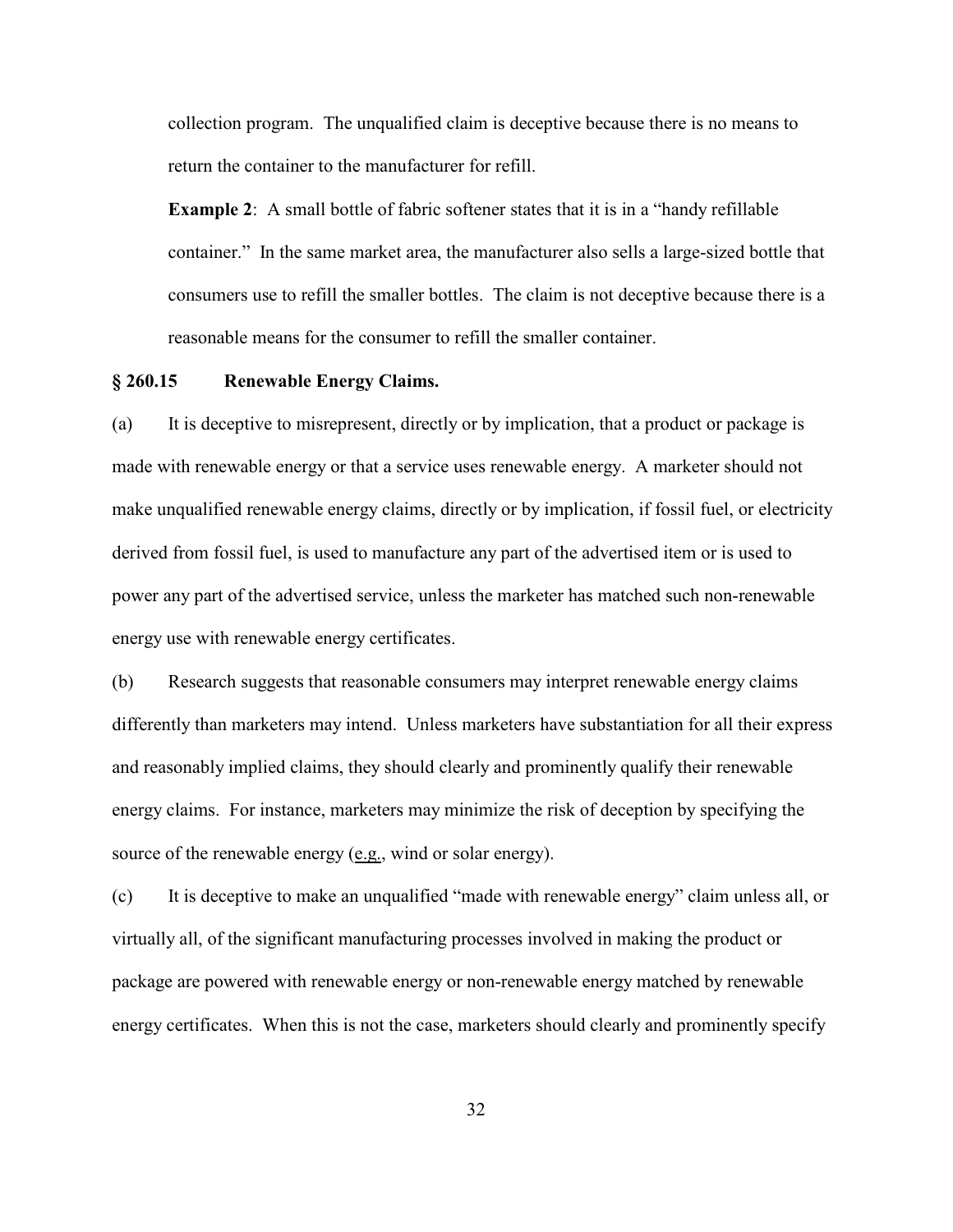collection program. The unqualified claim is deceptive because there is no means to return the container to the manufacturer for refill.

**Example 2**: A small bottle of fabric softener states that it is in a "handy refillable container." In the same market area, the manufacturer also sells a large-sized bottle that consumers use to refill the smaller bottles. The claim is not deceptive because there is a reasonable means for the consumer to refill the smaller container.

### § 260.15 Renewable Energy Claims.

(a) It is deceptive to misrepresent, directly or by implication, that a product or package is made with renewable energy or that a service uses renewable energy. A marketer should not make unqualified renewable energy claims, directly or by implication, if fossil fuel, or electricity derived from fossil fuel, is used to manufacture any part of the advertised item or is used to power any part of the advertised service, unless the marketer has matched such non-renewable energy use with renewable energy certificates.

(b) Research suggests that reasonable consumers may interpret renewable energy claims differently than marketers may intend. Unless marketers have substantiation for all their express and reasonably implied claims, they should clearly and prominently qualify their renewable energy claims. For instance, marketers may minimize the risk of deception by specifying the source of the renewable energy (e.g., wind or solar energy).

(c) It is deceptive to make an unqualified "made with renewable energy" claim unless all, or virtually all, of the significant manufacturing processes involved in making the product or package are powered with renewable energy or non-renewable energy matched by renewable energy certificates. When this is not the case, marketers should clearly and prominently specify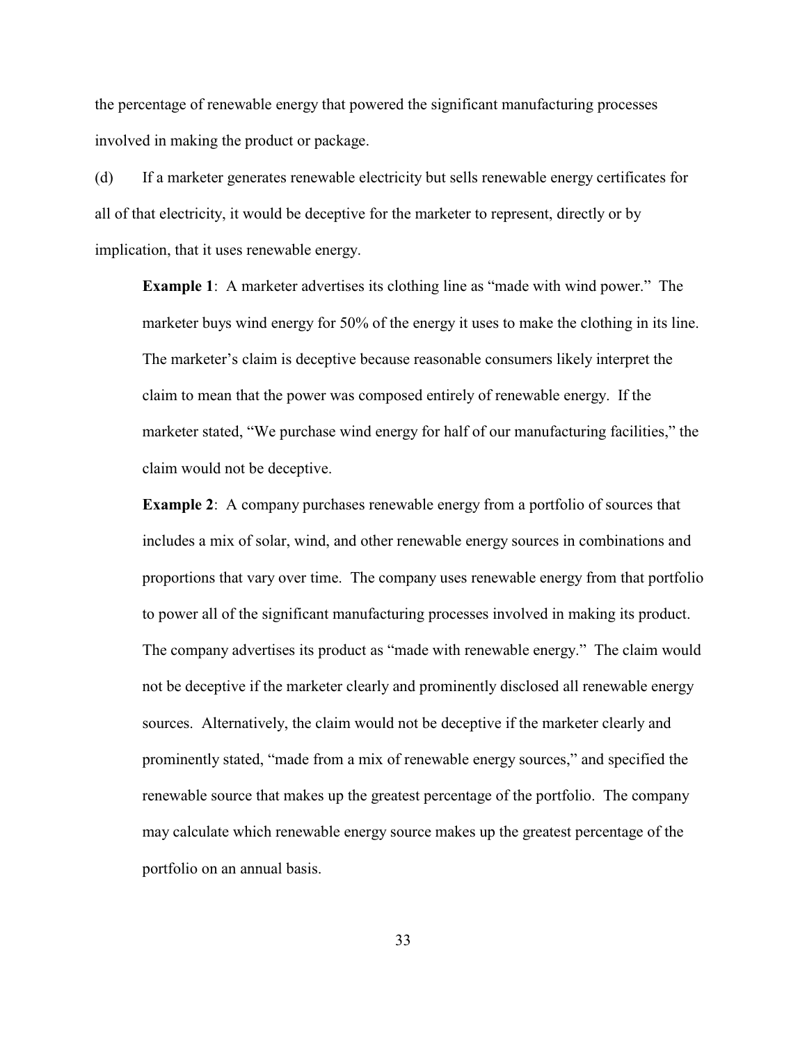the percentage of renewable energy that powered the significant manufacturing processes involved in making the product or package.

(d) If a marketer generates renewable electricity but sells renewable energy certificates for all of that electricity, it would be deceptive for the marketer to represent, directly or by implication, that it uses renewable energy.

**Example 1**: A marketer advertises its clothing line as "made with wind power." The marketer buys wind energy for 50% of the energy it uses to make the clothing in its line. The marketer's claim is deceptive because reasonable consumers likely interpret the claim to mean that the power was composed entirely of renewable energy. If the marketer stated, "We purchase wind energy for half of our manufacturing facilities," the claim would not be deceptive.

**Example 2**: A company purchases renewable energy from a portfolio of sources that includes a mix of solar, wind, and other renewable energy sources in combinations and proportions that vary over time. The company uses renewable energy from that portfolio to power all of the significant manufacturing processes involved in making its product. The company advertises its product as "made with renewable energy." The claim would not be deceptive if the marketer clearly and prominently disclosed all renewable energy sources. Alternatively, the claim would not be deceptive if the marketer clearly and prominently stated, "made from a mix of renewable energy sources," and specified the renewable source that makes up the greatest percentage of the portfolio. The company may calculate which renewable energy source makes up the greatest percentage of the portfolio on an annual basis.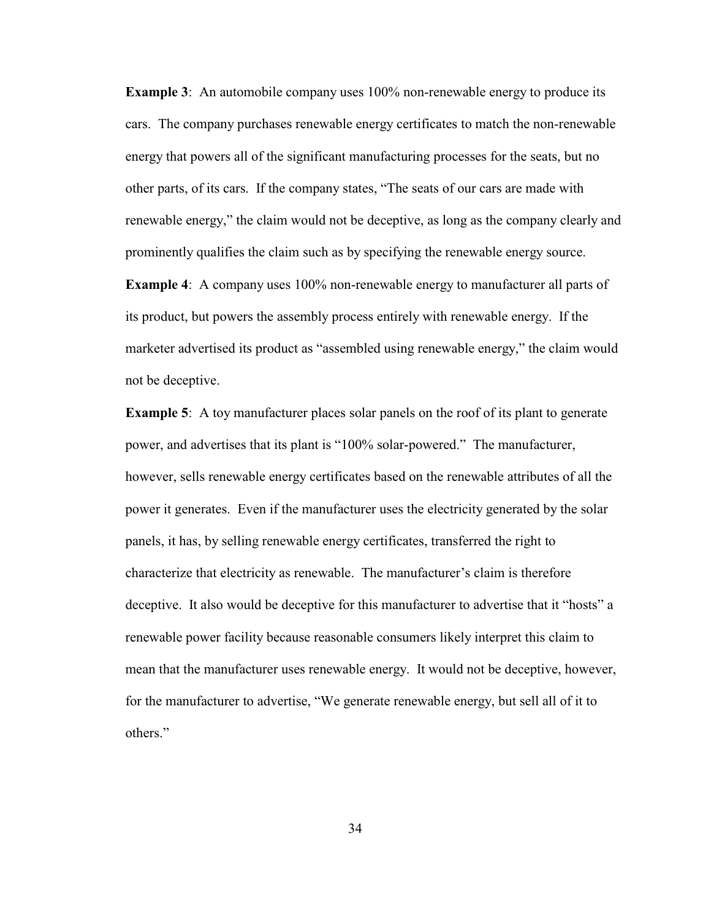**Example 3**: An automobile company uses 100% non-renewable energy to produce its cars. The company purchases renewable energy certificates to match the non-renewable energy that powers all of the significant manufacturing processes for the seats, but no other parts, of its cars. If the company states, "The seats of our cars are made with renewable energy," the claim would not be deceptive, as long as the company clearly and prominently qualifies the claim such as by specifying the renewable energy source.

**Example 4**: A company uses 100% non-renewable energy to manufacturer all parts of its product, but powers the assembly process entirely with renewable energy. If the marketer advertised its product as "assembled using renewable energy," the claim would not be deceptive.

**Example 5**: A toy manufacturer places solar panels on the roof of its plant to generate power, and advertises that its plant is "100% solar-powered." The manufacturer, however, sells renewable energy certificates based on the renewable attributes of all the power it generates. Even if the manufacturer uses the electricity generated by the solar panels, it has, by selling renewable energy certificates, transferred the right to characterize that electricity as renewable. The manufacturer's claim is therefore deceptive. It also would be deceptive for this manufacturer to advertise that it "hosts" a renewable power facility because reasonable consumers likely interpret this claim to mean that the manufacturer uses renewable energy. It would not be deceptive, however, for the manufacturer to advertise, "We generate renewable energy, but sell all of it to others."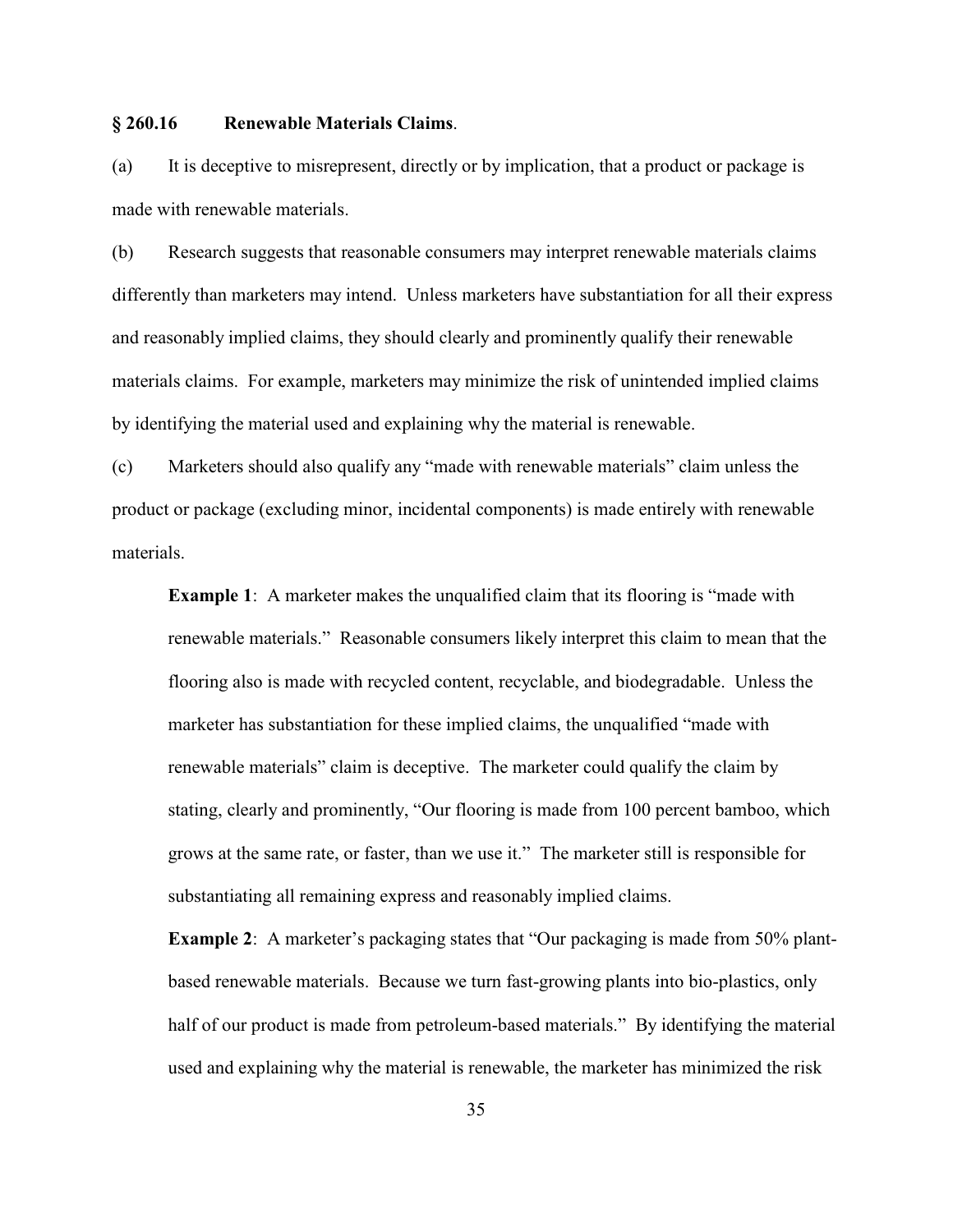### § 260.16 Renewable Materials Claims.

(a) It is deceptive to misrepresent, directly or by implication, that a product or package is made with renewable materials.

(b) Research suggests that reasonable consumers may interpret renewable materials claims differently than marketers may intend. Unless marketers have substantiation for all their express and reasonably implied claims, they should clearly and prominently qualify their renewable materials claims. For example, marketers may minimize the risk of unintended implied claims by identifying the material used and explaining why the material is renewable.

(c) Marketers should also qualify any "made with renewable materials" claim unless the product or package (excluding minor, incidental components) is made entirely with renewable materials.

> **Example 1**: A marketer makes the unqualified claim that its flooring is "made with renewable materials." Reasonable consumers likely interpret this claim to mean that the flooring also is made with recycled content, recyclable, and biodegradable. Unless the marketer has substantiation for these implied claims, the unqualified "made with renewable materials" claim is deceptive. The marketer could qualify the claim by stating, clearly and prominently, "Our flooring is made from 100 percent bamboo, which grows at the same rate, or faster, than we use it." The marketer still is responsible for substantiating all remaining express and reasonably implied claims.
>
> **Example 2**: A marketer's packaging states that "Our packaging is made from 50% plant-based renewable materials. Because we turn fast-growing plants into bio-plastics, only half of our product is made from petroleum-based materials." By identifying the material used and explaining why the material is renewable, the marketer has minimized the risk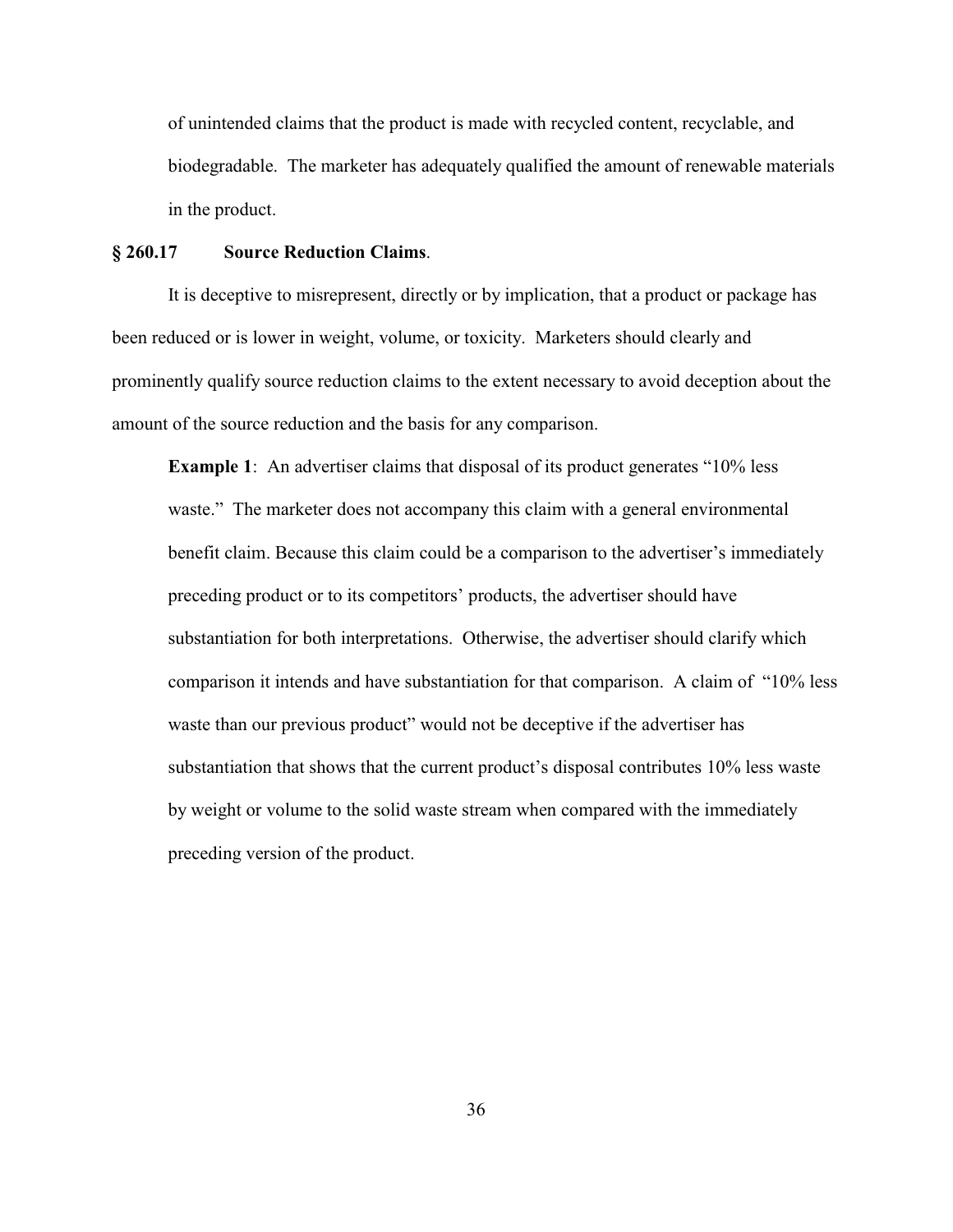of unintended claims that the product is made with recycled content, recyclable, and biodegradable. The marketer has adequately qualified the amount of renewable materials in the product.

## § 260.17 Source Reduction Claims.

It is deceptive to misrepresent, directly or by implication, that a product or package has been reduced or is lower in weight, volume, or toxicity. Marketers should clearly and prominently qualify source reduction claims to the extent necessary to avoid deception about the amount of the source reduction and the basis for any comparison.

**Example 1**: An advertiser claims that disposal of its product generates "10% less waste." The marketer does not accompany this claim with a general environmental benefit claim. Because this claim could be a comparison to the advertiser's immediately preceding product or to its competitors' products, the advertiser should have substantiation for both interpretations. Otherwise, the advertiser should clarify which comparison it intends and have substantiation for that comparison. A claim of "10% less waste than our previous product" would not be deceptive if the advertiser has substantiation that shows that the current product's disposal contributes 10% less waste by weight or volume to the solid waste stream when compared with the immediately preceding version of the product.